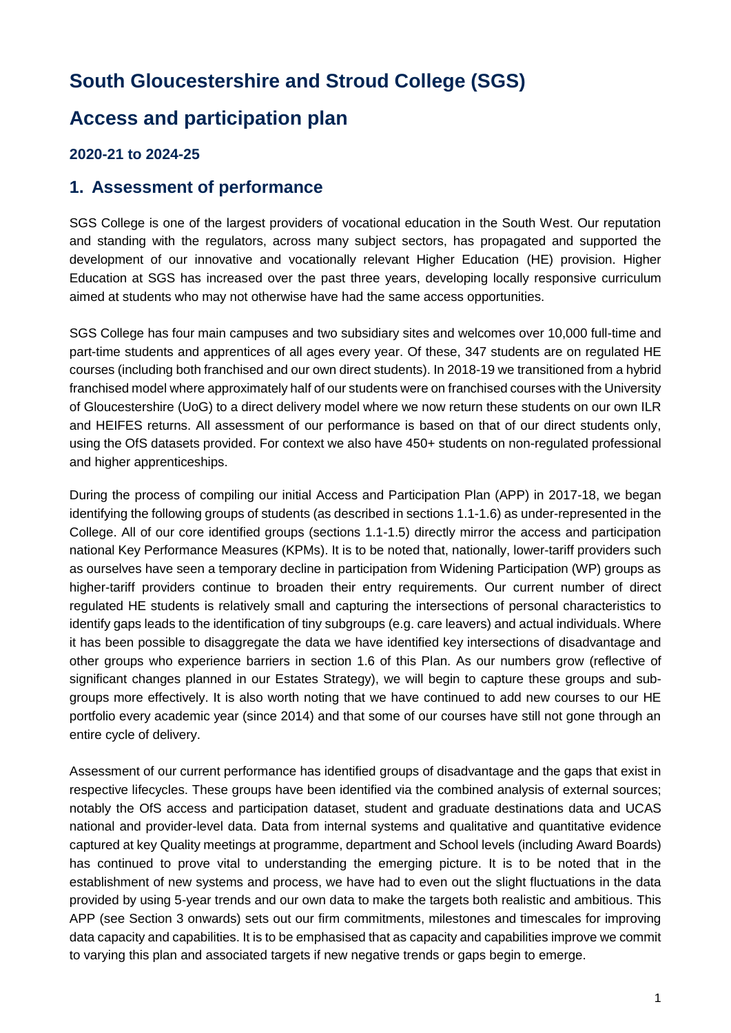# South Gloucestershire and Stroud College (SGS)

# Access and participation plan

### 2020-21 to 2024-25

## 1. Assessment of performance

SGS College is one of the largest providers of vocational education in the South West. Our reputation and standing with the regulators, across many subject sectors, has propagated and supported the development of our innovative and vocationally relevant Higher Education (HE) provision. Higher Education at SGS has increased over the past three years, developing locally responsive curriculum aimed at students who may not otherwise have had the same access opportunities.

SGS College has four main campuses and two subsidiary sites and welcomes over 10,000 full-time and part-time students and apprentices of all ages every year. Of these, 347 students are on regulated HE courses (including both franchised and our own direct students). In 2018-19 we transitioned from a hybrid franchised model where approximately half of our students were on franchised courses with the University of Gloucestershire (UoG) to a direct delivery model where we now return these students on our own ILR and HEIFES returns. All assessment of our performance is based on that of our direct students only, using the OfS datasets provided. For context we also have 450+ students on non-regulated professional and higher apprenticeships.

During the process of compiling our initial Access and Participation Plan (APP) in 2017-18, we began identifying the following groups of students (as described in sections 1.1-1.6) as under-represented in the College. All of our core identified groups (sections 1.1-1.5) directly mirror the access and participation national Key Performance Measures (KPMs). It is to be noted that, nationally, lower-tariff providers such as ourselves have seen a temporary decline in participation from Widening Participation (WP) groups as higher-tariff providers continue to broaden their entry requirements. Our current number of direct regulated HE students is relatively small and capturing the intersections of personal characteristics to identify gaps leads to the identification of tiny subgroups (e.g. care leavers) and actual individuals. Where it has been possible to disaggregate the data we have identified key intersections of disadvantage and other groups who experience barriers in section 1.6 of this Plan. As our numbers grow (reflective of significant changes planned in our Estates Strategy), we will begin to capture these groups and sub-groups more effectively. It is also worth noting that we have continued to add new courses to our HE portfolio every academic year (since 2014) and that some of our courses have still not gone through an entire cycle of delivery.

Assessment of our current performance has identified groups of disadvantage and the gaps that exist in respective lifecycles. These groups have been identified via the combined analysis of external sources; notably the OfS access and participation dataset, student and graduate destinations data and UCAS national and provider-level data. Data from internal systems and qualitative and quantitative evidence captured at key Quality meetings at programme, department and School levels (including Award Boards) has continued to prove vital to understanding the emerging picture. It is to be noted that in the establishment of new systems and process, we have had to even out the slight fluctuations in the data provided by using 5-year trends and our own data to make the targets both realistic and ambitious. This APP (see Section 3 onwards) sets out our firm commitments, milestones and timescales for improving data capacity and capabilities. It is to be emphasised that as capacity and capabilities improve we commit to varying this plan and associated targets if new negative trends or gaps begin to emerge.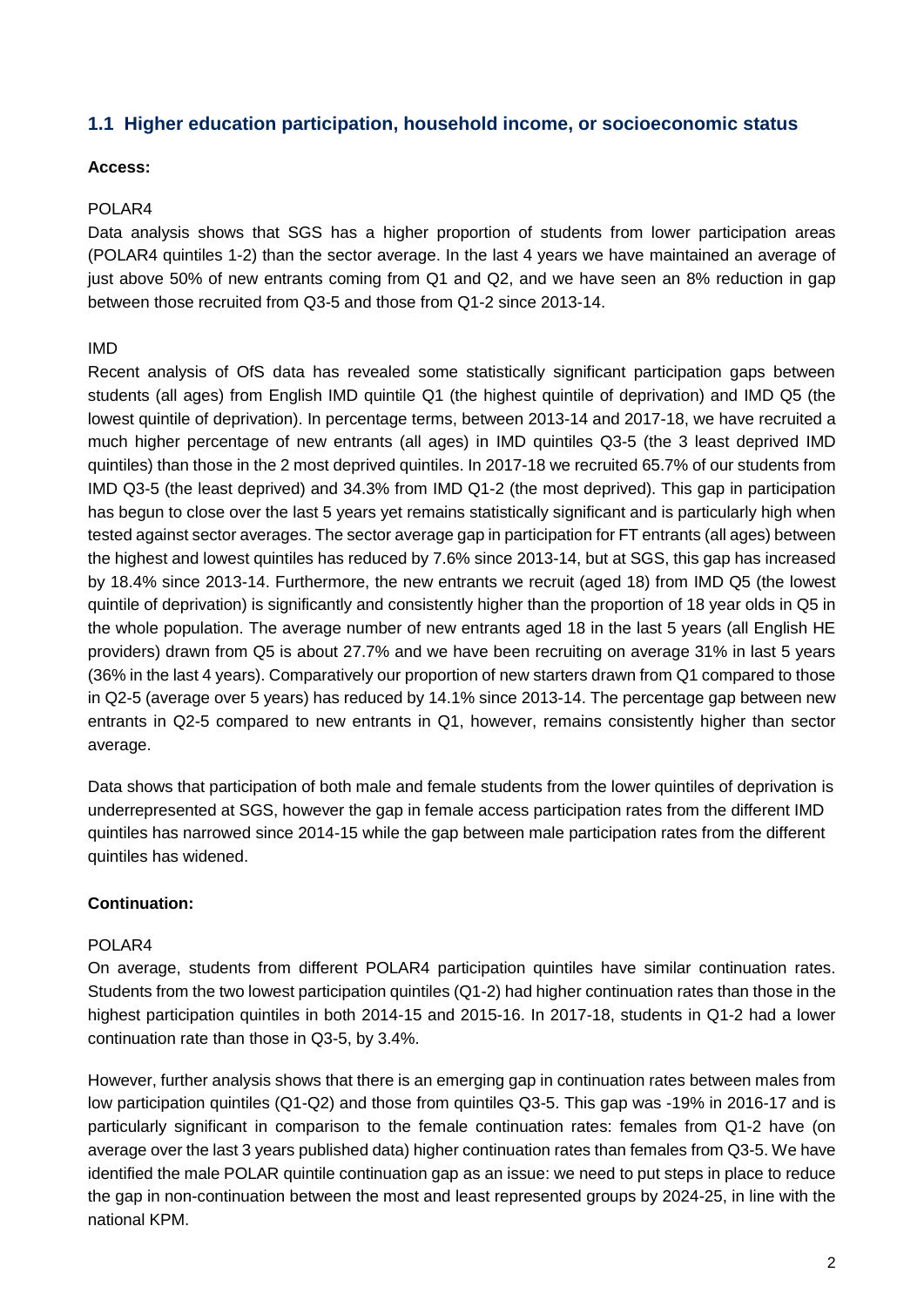## 1.1 Higher education participation, household income, or socioeconomic status

**Access:**

POLAR4

Data analysis shows that SGS has a higher proportion of students from lower participation areas (POLAR4 quintiles 1-2) than the sector average. In the last 4 years we have maintained an average of just above 50% of new entrants coming from Q1 and Q2, and we have seen an 8% reduction in gap between those recruited from Q3-5 and those from Q1-2 since 2013-14.

IMD

Recent analysis of OfS data has revealed some statistically significant participation gaps between students (all ages) from English IMD quintile Q1 (the highest quintile of deprivation) and IMD Q5 (the lowest quintile of deprivation). In percentage terms, between 2013-14 and 2017-18, we have recruited a much higher percentage of new entrants (all ages) in IMD quintiles Q3-5 (the 3 least deprived IMD quintiles) than those in the 2 most deprived quintiles. In 2017-18 we recruited 65.7% of our students from IMD Q3-5 (the least deprived) and 34.3% from IMD Q1-2 (the most deprived). This gap in participation has begun to close over the last 5 years yet remains statistically significant and is particularly high when tested against sector averages. The sector average gap in participation for FT entrants (all ages) between the highest and lowest quintiles has reduced by 7.6% since 2013-14, but at SGS, this gap has increased by 18.4% since 2013-14. Furthermore, the new entrants we recruit (aged 18) from IMD Q5 (the lowest quintile of deprivation) is significantly and consistently higher than the proportion of 18 year olds in Q5 in the whole population. The average number of new entrants aged 18 in the last 5 years (all English HE providers) drawn from Q5 is about 27.7% and we have been recruiting on average 31% in last 5 years (36% in the last 4 years). Comparatively our proportion of new starters drawn from Q1 compared to those in Q2-5 (average over 5 years) has reduced by 14.1% since 2013-14. The percentage gap between new entrants in Q2-5 compared to new entrants in Q1, however, remains consistently higher than sector average.

Data shows that participation of both male and female students from the lower quintiles of deprivation is underrepresented at SGS, however the gap in female access participation rates from the different IMD quintiles has narrowed since 2014-15 while the gap between male participation rates from the different quintiles has widened.

**Continuation:**

POLAR4

On average, students from different POLAR4 participation quintiles have similar continuation rates. Students from the two lowest participation quintiles (Q1-2) had higher continuation rates than those in the highest participation quintiles in both 2014-15 and 2015-16. In 2017-18, students in Q1-2 had a lower continuation rate than those in Q3-5, by 3.4%.

However, further analysis shows that there is an emerging gap in continuation rates between males from low participation quintiles (Q1-Q2) and those from quintiles Q3-5. This gap was -19% in 2016-17 and is particularly significant in comparison to the female continuation rates: females from Q1-2 have (on average over the last 3 years published data) higher continuation rates than females from Q3-5. We have identified the male POLAR quintile continuation gap as an issue: we need to put steps in place to reduce the gap in non-continuation between the most and least represented groups by 2024-25, in line with the national KPM.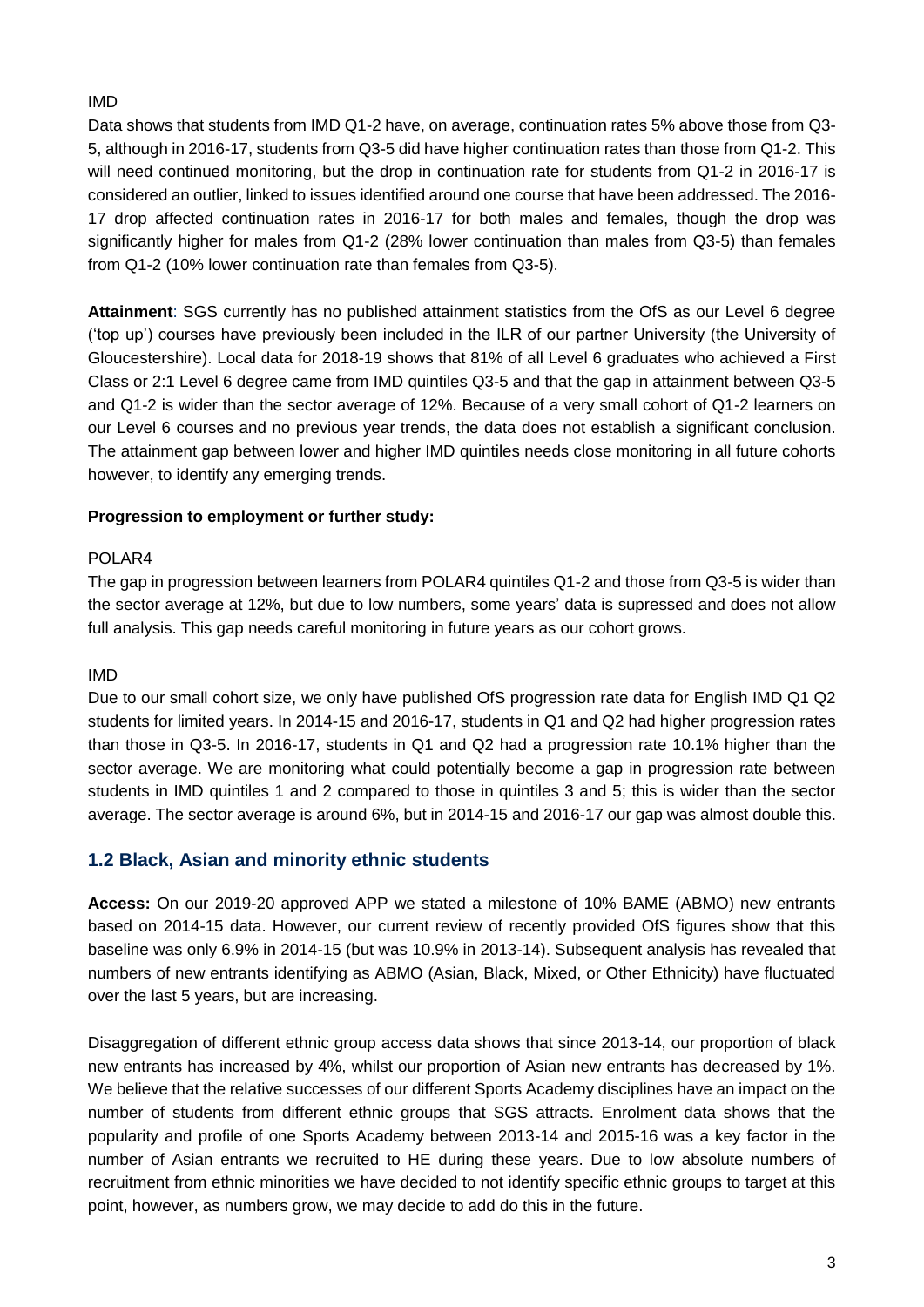IMD

Data shows that students from IMD Q1-2 have, on average, continuation rates 5% above those from Q3-5, although in 2016-17, students from Q3-5 did have higher continuation rates than those from Q1-2. This will need continued monitoring, but the drop in continuation rate for students from Q1-2 in 2016-17 is considered an outlier, linked to issues identified around one course that have been addressed. The 2016-17 drop affected continuation rates in 2016-17 for both males and females, though the drop was significantly higher for males from Q1-2 (28% lower continuation than males from Q3-5) than females from Q1-2 (10% lower continuation rate than females from Q3-5).

**Attainment**: SGS currently has no published attainment statistics from the OfS as our Level 6 degree ('top up') courses have previously been included in the ILR of our partner University (the University of Gloucestershire). Local data for 2018-19 shows that 81% of all Level 6 graduates who achieved a First Class or 2:1 Level 6 degree came from IMD quintiles Q3-5 and that the gap in attainment between Q3-5 and Q1-2 is wider than the sector average of 12%. Because of a very small cohort of Q1-2 learners on our Level 6 courses and no previous year trends, the data does not establish a significant conclusion. The attainment gap between lower and higher IMD quintiles needs close monitoring in all future cohorts however, to identify any emerging trends.

**Progression to employment or further study:**

POLAR4

The gap in progression between learners from POLAR4 quintiles Q1-2 and those from Q3-5 is wider than the sector average at 12%, but due to low numbers, some years' data is supressed and does not allow full analysis. This gap needs careful monitoring in future years as our cohort grows.

IMD

Due to our small cohort size, we only have published OfS progression rate data for English IMD Q1 Q2 students for limited years. In 2014-15 and 2016-17, students in Q1 and Q2 had higher progression rates than those in Q3-5. In 2016-17, students in Q1 and Q2 had a progression rate 10.1% higher than the sector average. We are monitoring what could potentially become a gap in progression rate between students in IMD quintiles 1 and 2 compared to those in quintiles 3 and 5; this is wider than the sector average. The sector average is around 6%, but in 2014-15 and 2016-17 our gap was almost double this.

## 1.2 Black, Asian and minority ethnic students

**Access:** On our 2019-20 approved APP we stated a milestone of 10% BAME (ABMO) new entrants based on 2014-15 data. However, our current review of recently provided OfS figures show that this baseline was only 6.9% in 2014-15 (but was 10.9% in 2013-14). Subsequent analysis has revealed that numbers of new entrants identifying as ABMO (Asian, Black, Mixed, or Other Ethnicity) have fluctuated over the last 5 years, but are increasing.

Disaggregation of different ethnic group access data shows that since 2013-14, our proportion of black new entrants has increased by 4%, whilst our proportion of Asian new entrants has decreased by 1%. We believe that the relative successes of our different Sports Academy disciplines have an impact on the number of students from different ethnic groups that SGS attracts. Enrolment data shows that the popularity and profile of one Sports Academy between 2013-14 and 2015-16 was a key factor in the number of Asian entrants we recruited to HE during these years. Due to low absolute numbers of recruitment from ethnic minorities we have decided to not identify specific ethnic groups to target at this point, however, as numbers grow, we may decide to add do this in the future.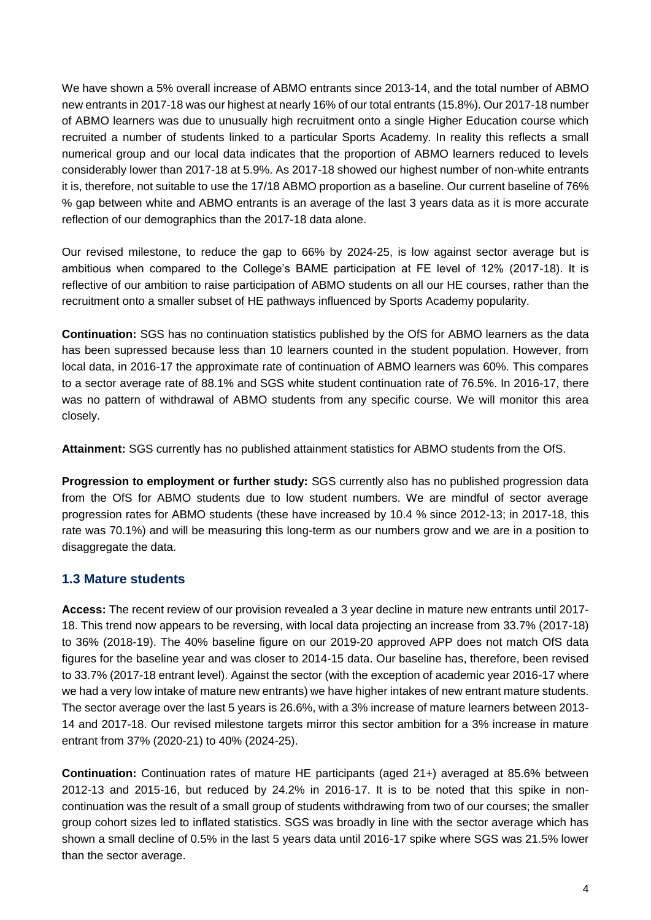We have shown a 5% overall increase of ABMO entrants since 2013-14, and the total number of ABMO new entrants in 2017-18 was our highest at nearly 16% of our total entrants (15.8%). Our 2017-18 number of ABMO learners was due to unusually high recruitment onto a single Higher Education course which recruited a number of students linked to a particular Sports Academy. In reality this reflects a small numerical group and our local data indicates that the proportion of ABMO learners reduced to levels considerably lower than 2017-18 at 5.9%. As 2017-18 showed our highest number of non-white entrants it is, therefore, not suitable to use the 17/18 ABMO proportion as a baseline. Our current baseline of 76% % gap between white and ABMO entrants is an average of the last 3 years data as it is more accurate reflection of our demographics than the 2017-18 data alone.

Our revised milestone, to reduce the gap to 66% by 2024-25, is low against sector average but is ambitious when compared to the College's BAME participation at FE level of 12% (2017-18). It is reflective of our ambition to raise participation of ABMO students on all our HE courses, rather than the recruitment onto a smaller subset of HE pathways influenced by Sports Academy popularity.

**Continuation:** SGS has no continuation statistics published by the OfS for ABMO learners as the data has been supressed because less than 10 learners counted in the student population. However, from local data, in 2016-17 the approximate rate of continuation of ABMO learners was 60%. This compares to a sector average rate of 88.1% and SGS white student continuation rate of 76.5%. In 2016-17, there was no pattern of withdrawal of ABMO students from any specific course. We will monitor this area closely.

**Attainment:** SGS currently has no published attainment statistics for ABMO students from the OfS.

**Progression to employment or further study:** SGS currently also has no published progression data from the OfS for ABMO students due to low student numbers. We are mindful of sector average progression rates for ABMO students (these have increased by 10.4 % since 2012-13; in 2017-18, this rate was 70.1%) and will be measuring this long-term as our numbers grow and we are in a position to disaggregate the data.

### 1.3 Mature students

**Access:** The recent review of our provision revealed a 3 year decline in mature new entrants until 2017-18. This trend now appears to be reversing, with local data projecting an increase from 33.7% (2017-18) to 36% (2018-19). The 40% baseline figure on our 2019-20 approved APP does not match OfS data figures for the baseline year and was closer to 2014-15 data. Our baseline has, therefore, been revised to 33.7% (2017-18 entrant level). Against the sector (with the exception of academic year 2016-17 where we had a very low intake of mature new entrants) we have higher intakes of new entrant mature students. The sector average over the last 5 years is 26.6%, with a 3% increase of mature learners between 2013-14 and 2017-18. Our revised milestone targets mirror this sector ambition for a 3% increase in mature entrant from 37% (2020-21) to 40% (2024-25).

**Continuation:** Continuation rates of mature HE participants (aged 21+) averaged at 85.6% between 2012-13 and 2015-16, but reduced by 24.2% in 2016-17. It is to be noted that this spike in non-continuation was the result of a small group of students withdrawing from two of our courses; the smaller group cohort sizes led to inflated statistics. SGS was broadly in line with the sector average which has shown a small decline of 0.5% in the last 5 years data until 2016-17 spike where SGS was 21.5% lower than the sector average.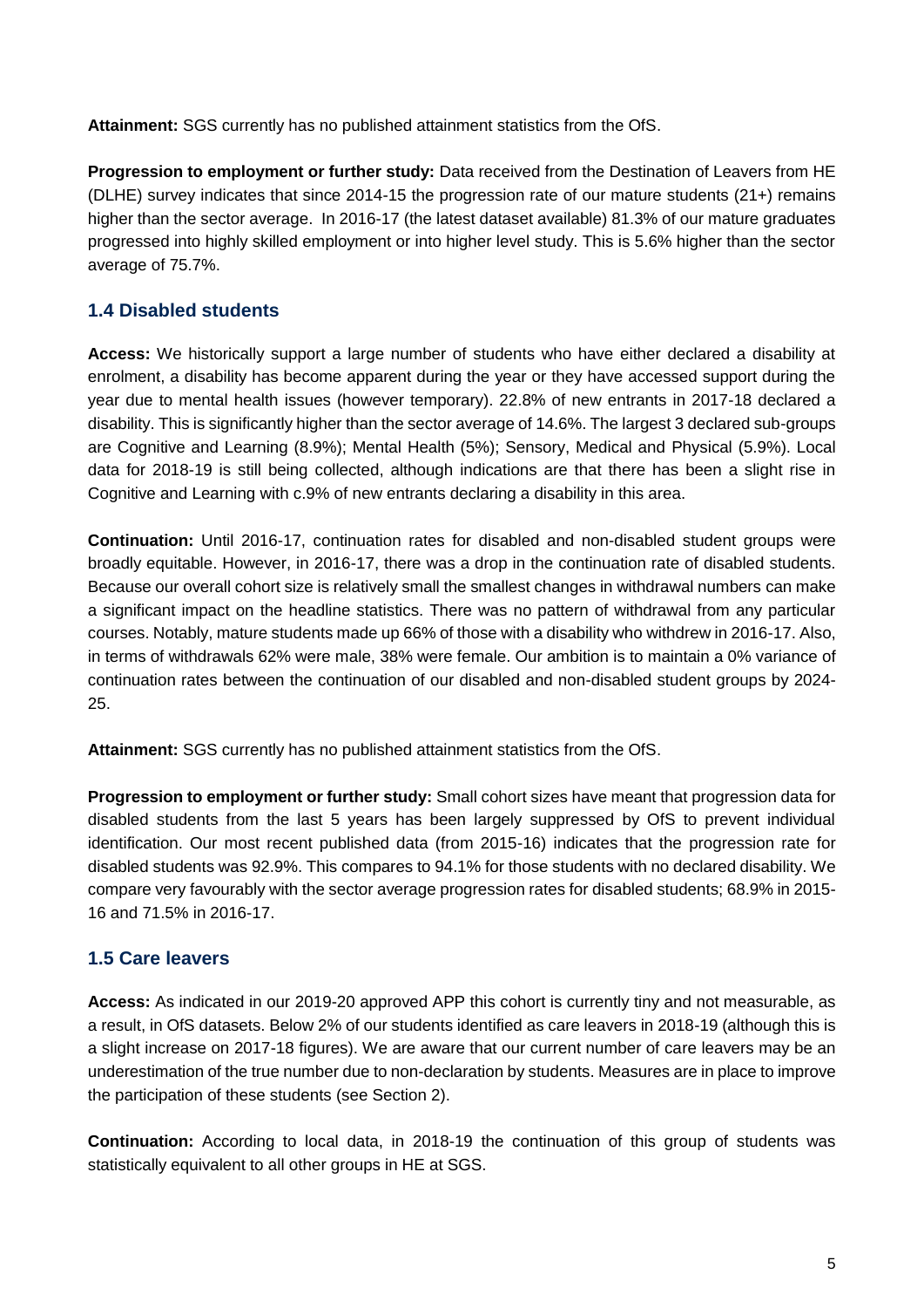**Attainment:** SGS currently has no published attainment statistics from the OfS.

**Progression to employment or further study:** Data received from the Destination of Leavers from HE (DLHE) survey indicates that since 2014-15 the progression rate of our mature students (21+) remains higher than the sector average. In 2016-17 (the latest dataset available) 81.3% of our mature graduates progressed into highly skilled employment or into higher level study. This is 5.6% higher than the sector average of 75.7%.

## 1.4 Disabled students

**Access:** We historically support a large number of students who have either declared a disability at enrolment, a disability has become apparent during the year or they have accessed support during the year due to mental health issues (however temporary). 22.8% of new entrants in 2017-18 declared a disability. This is significantly higher than the sector average of 14.6%. The largest 3 declared sub-groups are Cognitive and Learning (8.9%); Mental Health (5%); Sensory, Medical and Physical (5.9%). Local data for 2018-19 is still being collected, although indications are that there has been a slight rise in Cognitive and Learning with c.9% of new entrants declaring a disability in this area.

**Continuation:** Until 2016-17, continuation rates for disabled and non-disabled student groups were broadly equitable. However, in 2016-17, there was a drop in the continuation rate of disabled students. Because our overall cohort size is relatively small the smallest changes in withdrawal numbers can make a significant impact on the headline statistics. There was no pattern of withdrawal from any particular courses. Notably, mature students made up 66% of those with a disability who withdrew in 2016-17. Also, in terms of withdrawals 62% were male, 38% were female. Our ambition is to maintain a 0% variance of continuation rates between the continuation of our disabled and non-disabled student groups by 2024-25.

**Attainment:** SGS currently has no published attainment statistics from the OfS.

**Progression to employment or further study:** Small cohort sizes have meant that progression data for disabled students from the last 5 years has been largely suppressed by OfS to prevent individual identification. Our most recent published data (from 2015-16) indicates that the progression rate for disabled students was 92.9%. This compares to 94.1% for those students with no declared disability. We compare very favourably with the sector average progression rates for disabled students; 68.9% in 2015-16 and 71.5% in 2016-17.

## 1.5 Care leavers

**Access:** As indicated in our 2019-20 approved APP this cohort is currently tiny and not measurable, as a result, in OfS datasets. Below 2% of our students identified as care leavers in 2018-19 (although this is a slight increase on 2017-18 figures). We are aware that our current number of care leavers may be an underestimation of the true number due to non-declaration by students. Measures are in place to improve the participation of these students (see Section 2).

**Continuation:** According to local data, in 2018-19 the continuation of this group of students was statistically equivalent to all other groups in HE at SGS.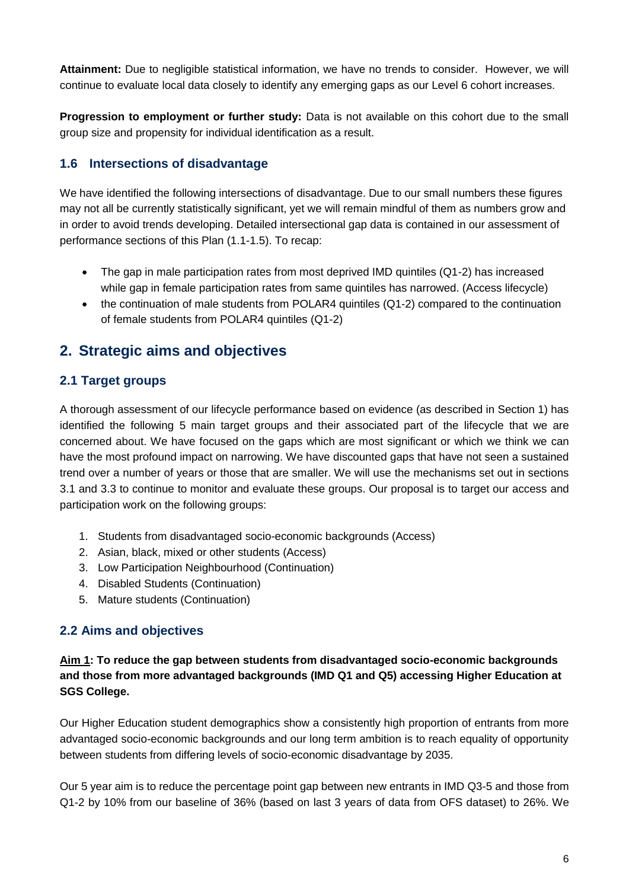**Attainment:** Due to negligible statistical information, we have no trends to consider. However, we will continue to evaluate local data closely to identify any emerging gaps as our Level 6 cohort increases.

**Progression to employment or further study:** Data is not available on this cohort due to the small group size and propensity for individual identification as a result.

### 1.6 Intersections of disadvantage

We have identified the following intersections of disadvantage. Due to our small numbers these figures may not all be currently statistically significant, yet we will remain mindful of them as numbers grow and in order to avoid trends developing. Detailed intersectional gap data is contained in our assessment of performance sections of this Plan (1.1-1.5). To recap:

- The gap in male participation rates from most deprived IMD quintiles (Q1-2) has increased while gap in female participation rates from same quintiles has narrowed. (Access lifecycle)
- the continuation of male students from POLAR4 quintiles (Q1-2) compared to the continuation of female students from POLAR4 quintiles (Q1-2)

## 2. Strategic aims and objectives

### 2.1 Target groups

A thorough assessment of our lifecycle performance based on evidence (as described in Section 1) has identified the following 5 main target groups and their associated part of the lifecycle that we are concerned about. We have focused on the gaps which are most significant or which we think we can have the most profound impact on narrowing. We have discounted gaps that have not seen a sustained trend over a number of years or those that are smaller. We will use the mechanisms set out in sections 3.1 and 3.3 to continue to monitor and evaluate these groups. Our proposal is to target our access and participation work on the following groups:

1. Students from disadvantaged socio-economic backgrounds (Access)
2. Asian, black, mixed or other students (Access)
3. Low Participation Neighbourhood (Continuation)
4. Disabled Students (Continuation)
5. Mature students (Continuation)

### 2.2 Aims and objectives

**<u>Aim 1</u>: To reduce the gap between students from disadvantaged socio-economic backgrounds and those from more advantaged backgrounds (IMD Q1 and Q5) accessing Higher Education at SGS College.**

Our Higher Education student demographics show a consistently high proportion of entrants from more advantaged socio-economic backgrounds and our long term ambition is to reach equality of opportunity between students from differing levels of socio-economic disadvantage by 2035.

Our 5 year aim is to reduce the percentage point gap between new entrants in IMD Q3-5 and those from Q1-2 by 10% from our baseline of 36% (based on last 3 years of data from OFS dataset) to 26%. We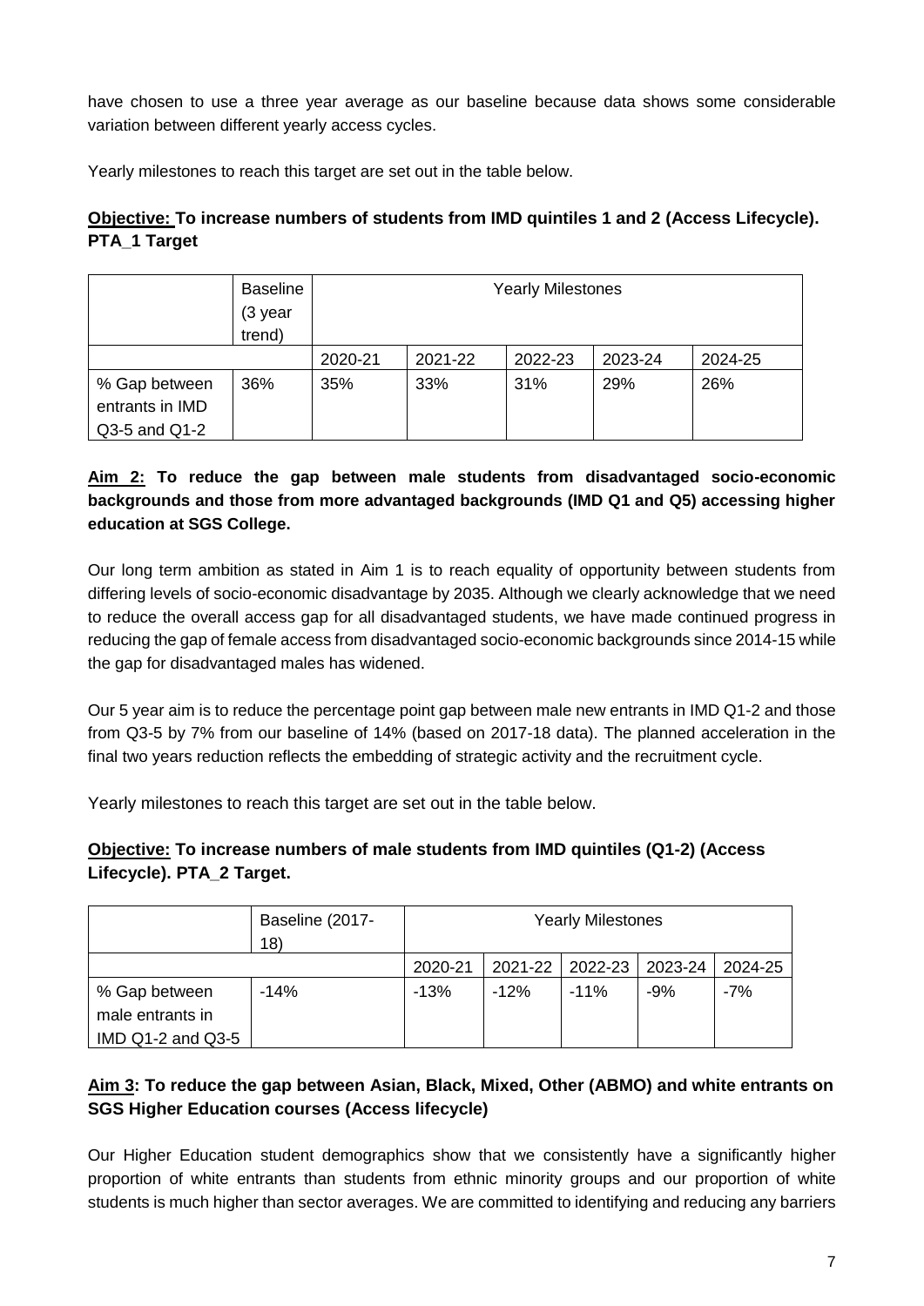have chosen to use a three year average as our baseline because data shows some considerable variation between different yearly access cycles.

Yearly milestones to reach this target are set out in the table below.

**Objective: To increase numbers of students from IMD quintiles 1 and 2 (Access Lifecycle). PTA_1 Target**

| | Baseline (3 year trend) | Yearly Milestones | | | | |
|---|---|---|---|---|---|---|
| | | 2020-21 | 2021-22 | 2022-23 | 2023-24 | 2024-25 |
| % Gap between entrants in IMD Q3-5 and Q1-2 | 36% | 35% | 33% | 31% | 29% | 26% |

**Aim 2: To reduce the gap between male students from disadvantaged socio-economic backgrounds and those from more advantaged backgrounds (IMD Q1 and Q5) accessing higher education at SGS College.**

Our long term ambition as stated in Aim 1 is to reach equality of opportunity between students from differing levels of socio-economic disadvantage by 2035. Although we clearly acknowledge that we need to reduce the overall access gap for all disadvantaged students, we have made continued progress in reducing the gap of female access from disadvantaged socio-economic backgrounds since 2014-15 while the gap for disadvantaged males has widened.

Our 5 year aim is to reduce the percentage point gap between male new entrants in IMD Q1-2 and those from Q3-5 by 7% from our baseline of 14% (based on 2017-18 data). The planned acceleration in the final two years reduction reflects the embedding of strategic activity and the recruitment cycle.

Yearly milestones to reach this target are set out in the table below.

**Objective: To increase numbers of male students from IMD quintiles (Q1-2) (Access Lifecycle). PTA_2 Target.**

| | Baseline (2017-18) | Yearly Milestones | | | | |
|---|---|---|---|---|---|---|
| | | 2020-21 | 2021-22 | 2022-23 | 2023-24 | 2024-25 |
| % Gap between male entrants in IMD Q1-2 and Q3-5 | -14% | -13% | -12% | -11% | -9% | -7% |

**Aim 3: To reduce the gap between Asian, Black, Mixed, Other (ABMO) and white entrants on SGS Higher Education courses (Access lifecycle)**

Our Higher Education student demographics show that we consistently have a significantly higher proportion of white entrants than students from ethnic minority groups and our proportion of white students is much higher than sector averages. We are committed to identifying and reducing any barriers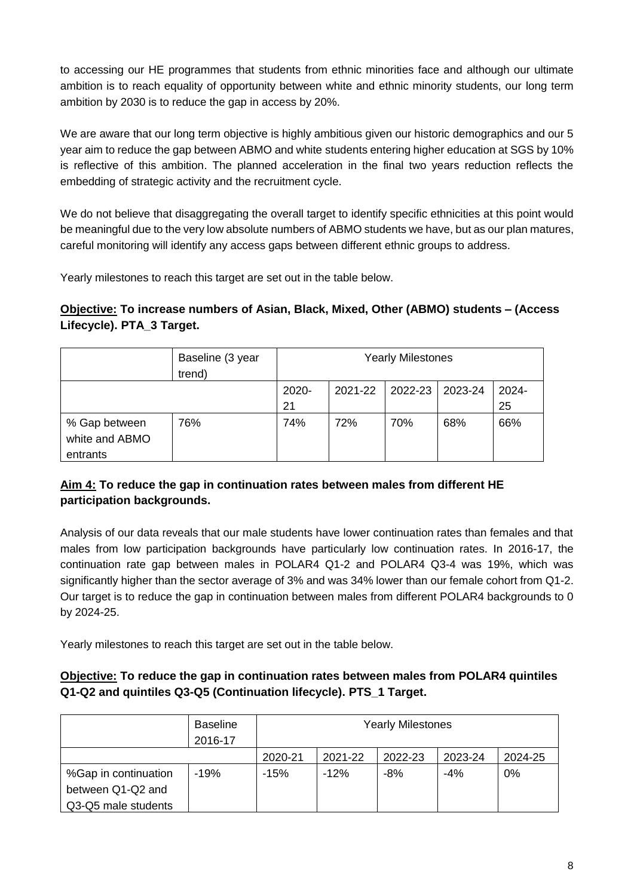to accessing our HE programmes that students from ethnic minorities face and although our ultimate ambition is to reach equality of opportunity between white and ethnic minority students, our long term ambition by 2030 is to reduce the gap in access by 20%.

We are aware that our long term objective is highly ambitious given our historic demographics and our 5 year aim to reduce the gap between ABMO and white students entering higher education at SGS by 10% is reflective of this ambition. The planned acceleration in the final two years reduction reflects the embedding of strategic activity and the recruitment cycle.

We do not believe that disaggregating the overall target to identify specific ethnicities at this point would be meaningful due to the very low absolute numbers of ABMO students we have, but as our plan matures, careful monitoring will identify any access gaps between different ethnic groups to address.

Yearly milestones to reach this target are set out in the table below.

**Objective: To increase numbers of Asian, Black, Mixed, Other (ABMO) students – (Access Lifecycle). PTA_3 Target.**

| | Baseline (3 year trend) | Yearly Milestones | | | | |
|---|---|---|---|---|---|---|
| | | 2020-21 | 2021-22 | 2022-23 | 2023-24 | 2024-25 |
| % Gap between white and ABMO entrants | 76% | 74% | 72% | 70% | 68% | 66% |

**Aim 4: To reduce the gap in continuation rates between males from different HE participation backgrounds.**

Analysis of our data reveals that our male students have lower continuation rates than females and that males from low participation backgrounds have particularly low continuation rates. In 2016-17, the continuation rate gap between males in POLAR4 Q1-2 and POLAR4 Q3-4 was 19%, which was significantly higher than the sector average of 3% and was 34% lower than our female cohort from Q1-2. Our target is to reduce the gap in continuation between males from different POLAR4 backgrounds to 0 by 2024-25.

Yearly milestones to reach this target are set out in the table below.

**Objective: To reduce the gap in continuation rates between males from POLAR4 quintiles Q1-Q2 and quintiles Q3-Q5 (Continuation lifecycle). PTS_1 Target.**

| | Baseline 2016-17 | Yearly Milestones | | | | |
|---|---|---|---|---|---|---|
| | | 2020-21 | 2021-22 | 2022-23 | 2023-24 | 2024-25 |
| %Gap in continuation between Q1-Q2 and Q3-Q5 male students | -19% | -15% | -12% | -8% | -4% | 0% |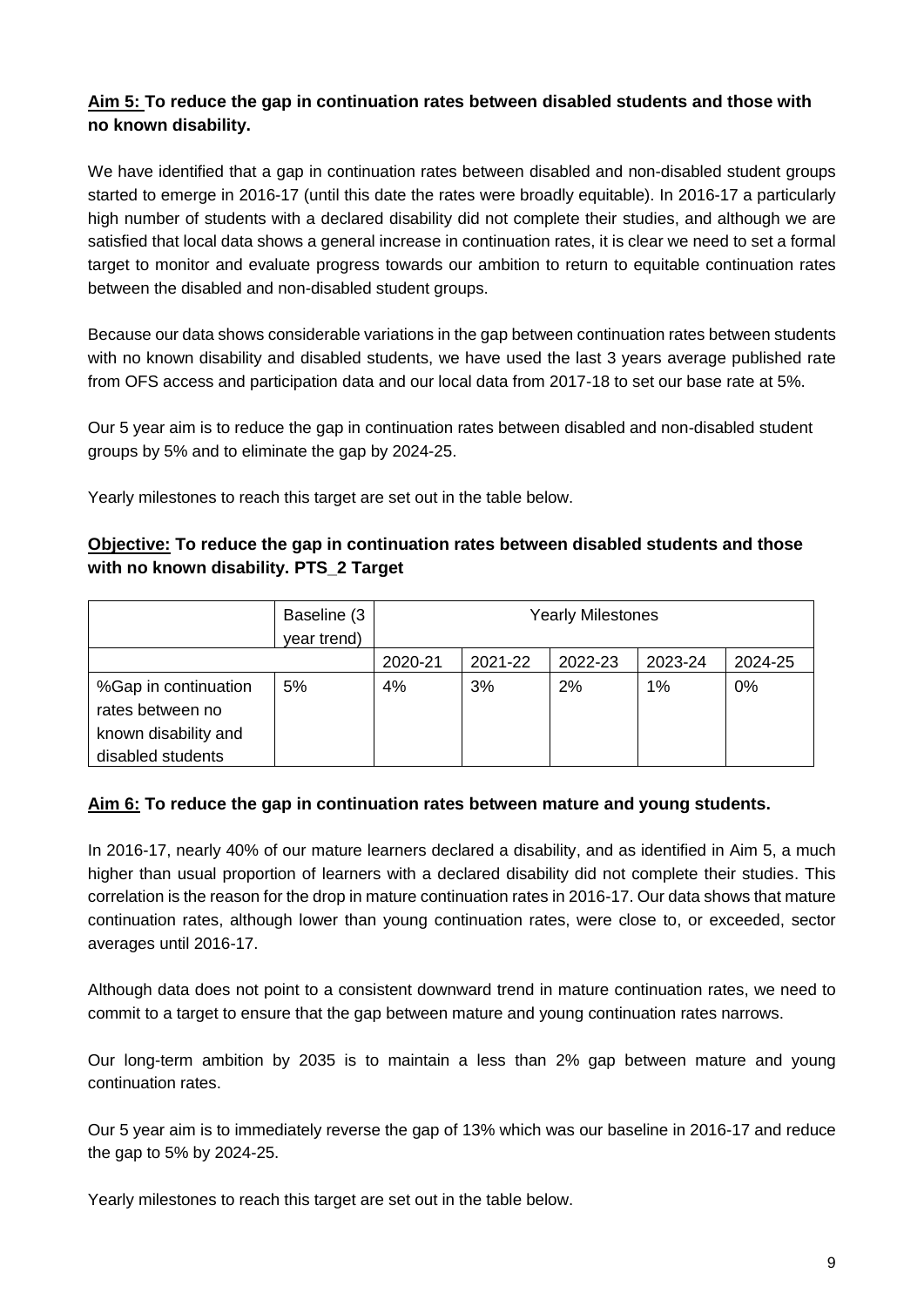**Aim 5: To reduce the gap in continuation rates between disabled students and those with no known disability.**

We have identified that a gap in continuation rates between disabled and non-disabled student groups started to emerge in 2016-17 (until this date the rates were broadly equitable). In 2016-17 a particularly high number of students with a declared disability did not complete their studies, and although we are satisfied that local data shows a general increase in continuation rates, it is clear we need to set a formal target to monitor and evaluate progress towards our ambition to return to equitable continuation rates between the disabled and non-disabled student groups.

Because our data shows considerable variations in the gap between continuation rates between students with no known disability and disabled students, we have used the last 3 years average published rate from OFS access and participation data and our local data from 2017-18 to set our base rate at 5%.

Our 5 year aim is to reduce the gap in continuation rates between disabled and non-disabled student groups by 5% and to eliminate the gap by 2024-25.

Yearly milestones to reach this target are set out in the table below.

**Objective: To reduce the gap in continuation rates between disabled students and those with no known disability. PTS_2 Target**

| | Baseline (3 year trend) | Yearly Milestones | | | | |
|---|---|---|---|---|---|---|
| | | 2020-21 | 2021-22 | 2022-23 | 2023-24 | 2024-25 |
| %Gap in continuation rates between no known disability and disabled students | 5% | 4% | 3% | 2% | 1% | 0% |

**Aim 6: To reduce the gap in continuation rates between mature and young students.**

In 2016-17, nearly 40% of our mature learners declared a disability, and as identified in Aim 5, a much higher than usual proportion of learners with a declared disability did not complete their studies. This correlation is the reason for the drop in mature continuation rates in 2016-17. Our data shows that mature continuation rates, although lower than young continuation rates, were close to, or exceeded, sector averages until 2016-17.

Although data does not point to a consistent downward trend in mature continuation rates, we need to commit to a target to ensure that the gap between mature and young continuation rates narrows.

Our long-term ambition by 2035 is to maintain a less than 2% gap between mature and young continuation rates.

Our 5 year aim is to immediately reverse the gap of 13% which was our baseline in 2016-17 and reduce the gap to 5% by 2024-25.

Yearly milestones to reach this target are set out in the table below.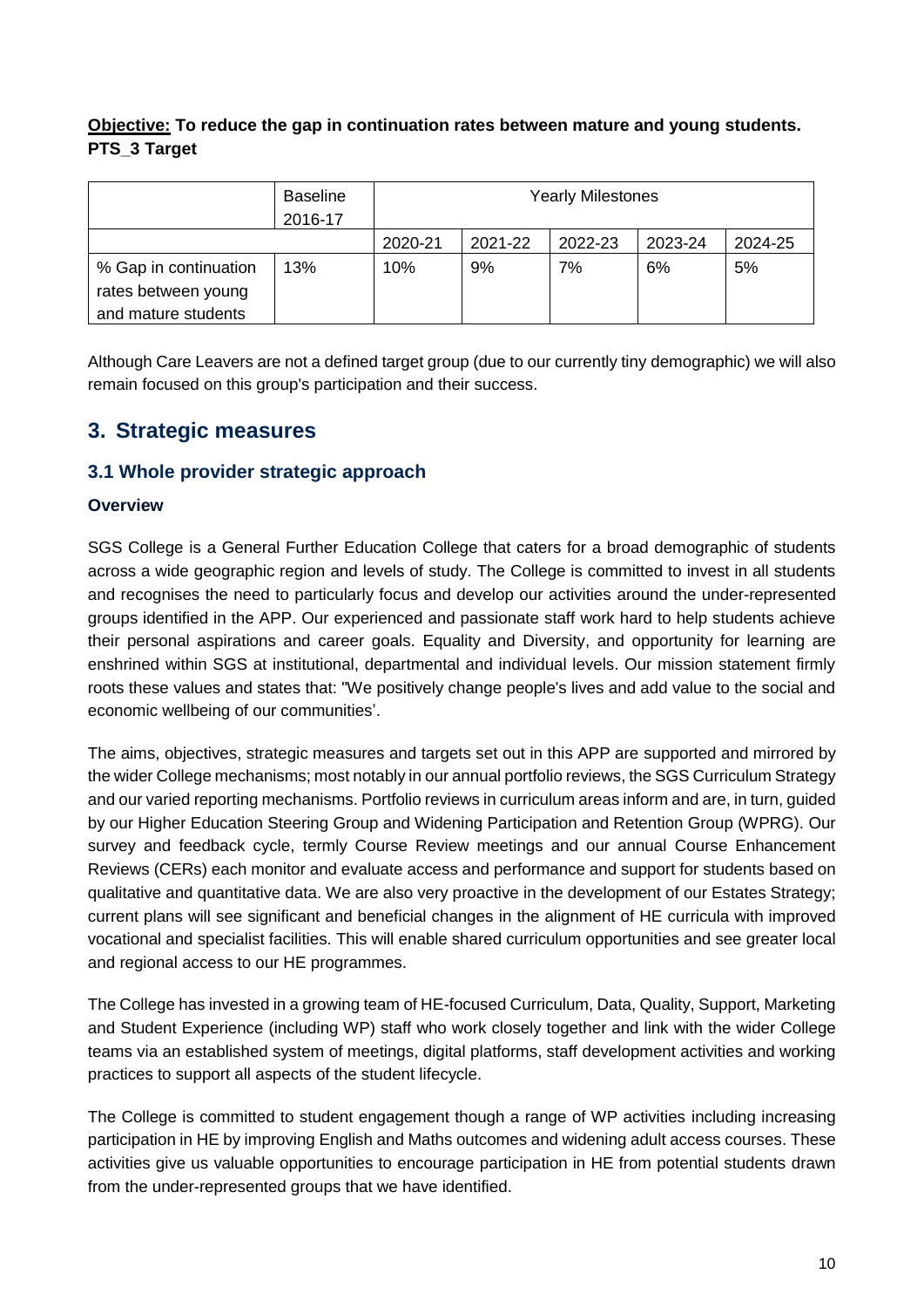**Objective:** **To reduce the gap in continuation rates between mature and young students. PTS_3 Target**

| | Baseline 2016-17 | Yearly Milestones | | | | |
|---|---|---|---|---|---|---|
| | | 2020-21 | 2021-22 | 2022-23 | 2023-24 | 2024-25 |
| % Gap in continuation rates between young and mature students | 13% | 10% | 9% | 7% | 6% | 5% |

Although Care Leavers are not a defined target group (due to our currently tiny demographic) we will also remain focused on this group's participation and their success.

# 3. Strategic measures

## 3.1 Whole provider strategic approach

### Overview

SGS College is a General Further Education College that caters for a broad demographic of students across a wide geographic region and levels of study. The College is committed to invest in all students and recognises the need to particularly focus and develop our activities around the under-represented groups identified in the APP. Our experienced and passionate staff work hard to help students achieve their personal aspirations and career goals. Equality and Diversity, and opportunity for learning are enshrined within SGS at institutional, departmental and individual levels. Our mission statement firmly roots these values and states that: "We positively change people's lives and add value to the social and economic wellbeing of our communities'.

The aims, objectives, strategic measures and targets set out in this APP are supported and mirrored by the wider College mechanisms; most notably in our annual portfolio reviews, the SGS Curriculum Strategy and our varied reporting mechanisms. Portfolio reviews in curriculum areas inform and are, in turn, guided by our Higher Education Steering Group and Widening Participation and Retention Group (WPRG). Our survey and feedback cycle, termly Course Review meetings and our annual Course Enhancement Reviews (CERs) each monitor and evaluate access and performance and support for students based on qualitative and quantitative data. We are also very proactive in the development of our Estates Strategy; current plans will see significant and beneficial changes in the alignment of HE curricula with improved vocational and specialist facilities. This will enable shared curriculum opportunities and see greater local and regional access to our HE programmes.

The College has invested in a growing team of HE-focused Curriculum, Data, Quality, Support, Marketing and Student Experience (including WP) staff who work closely together and link with the wider College teams via an established system of meetings, digital platforms, staff development activities and working practices to support all aspects of the student lifecycle.

The College is committed to student engagement though a range of WP activities including increasing participation in HE by improving English and Maths outcomes and widening adult access courses. These activities give us valuable opportunities to encourage participation in HE from potential students drawn from the under-represented groups that we have identified.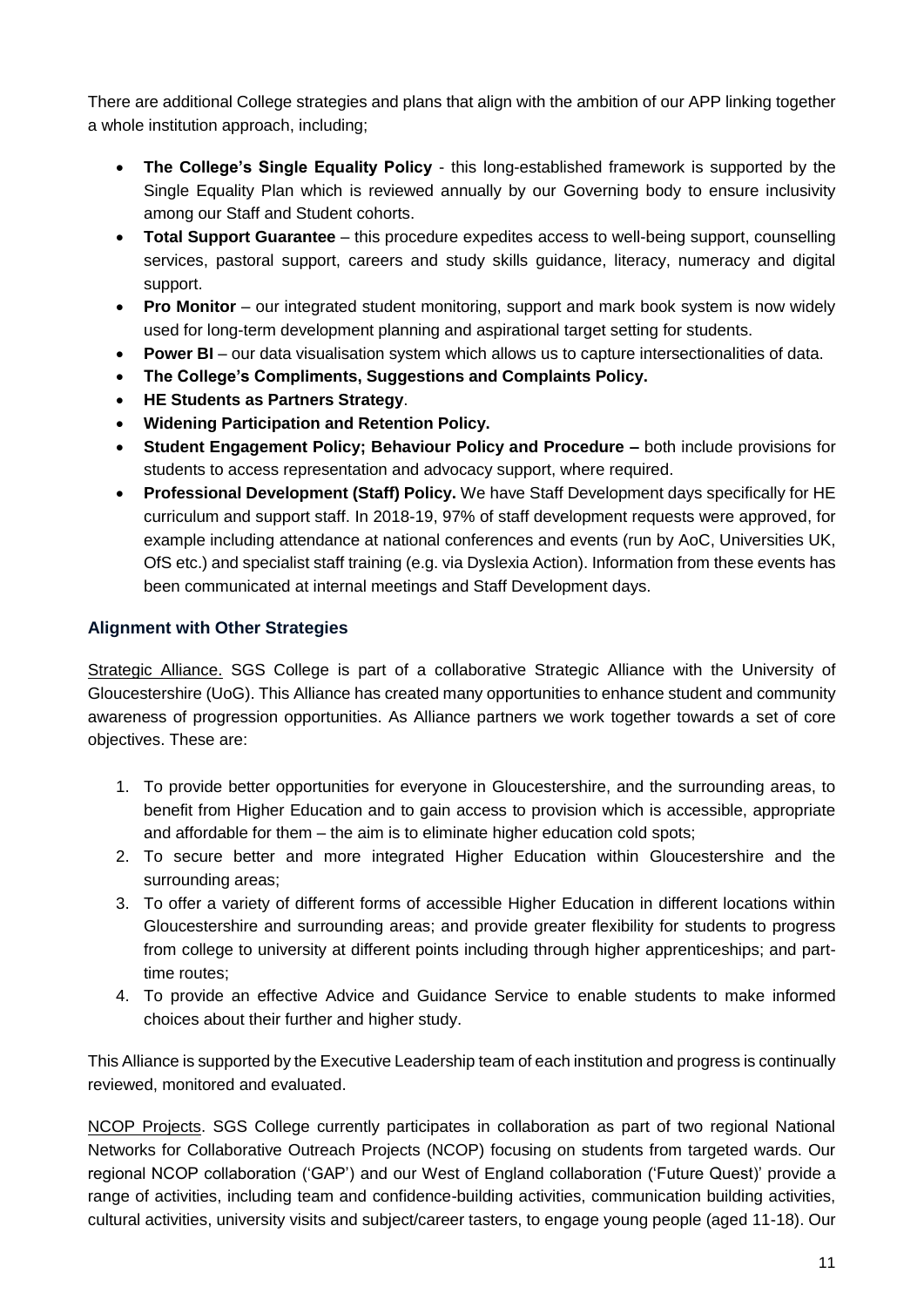There are additional College strategies and plans that align with the ambition of our APP linking together a whole institution approach, including;

- **The College's Single Equality Policy** - this long-established framework is supported by the Single Equality Plan which is reviewed annually by our Governing body to ensure inclusivity among our Staff and Student cohorts.
- **Total Support Guarantee** – this procedure expedites access to well-being support, counselling services, pastoral support, careers and study skills guidance, literacy, numeracy and digital support.
- **Pro Monitor** – our integrated student monitoring, support and mark book system is now widely used for long-term development planning and aspirational target setting for students.
- **Power BI** – our data visualisation system which allows us to capture intersectionalities of data.
- **The College's Compliments, Suggestions and Complaints Policy.**
- **HE Students as Partners Strategy**.
- **Widening Participation and Retention Policy.**
- **Student Engagement Policy; Behaviour Policy and Procedure –** both include provisions for students to access representation and advocacy support, where required.
- **Professional Development (Staff) Policy.** We have Staff Development days specifically for HE curriculum and support staff. In 2018-19, 97% of staff development requests were approved, for example including attendance at national conferences and events (run by AoC, Universities UK, OfS etc.) and specialist staff training (e.g. via Dyslexia Action). Information from these events has been communicated at internal meetings and Staff Development days.

### Alignment with Other Strategies

Strategic Alliance. SGS College is part of a collaborative Strategic Alliance with the University of Gloucestershire (UoG). This Alliance has created many opportunities to enhance student and community awareness of progression opportunities. As Alliance partners we work together towards a set of core objectives. These are:

1. To provide better opportunities for everyone in Gloucestershire, and the surrounding areas, to benefit from Higher Education and to gain access to provision which is accessible, appropriate and affordable for them – the aim is to eliminate higher education cold spots;
2. To secure better and more integrated Higher Education within Gloucestershire and the surrounding areas;
3. To offer a variety of different forms of accessible Higher Education in different locations within Gloucestershire and surrounding areas; and provide greater flexibility for students to progress from college to university at different points including through higher apprenticeships; and part-time routes;
4. To provide an effective Advice and Guidance Service to enable students to make informed choices about their further and higher study.

This Alliance is supported by the Executive Leadership team of each institution and progress is continually reviewed, monitored and evaluated.

NCOP Projects. SGS College currently participates in collaboration as part of two regional National Networks for Collaborative Outreach Projects (NCOP) focusing on students from targeted wards. Our regional NCOP collaboration ('GAP') and our West of England collaboration ('Future Quest') provide a range of activities, including team and confidence-building activities, communication building activities, cultural activities, university visits and subject/career tasters, to engage young people (aged 11-18). Our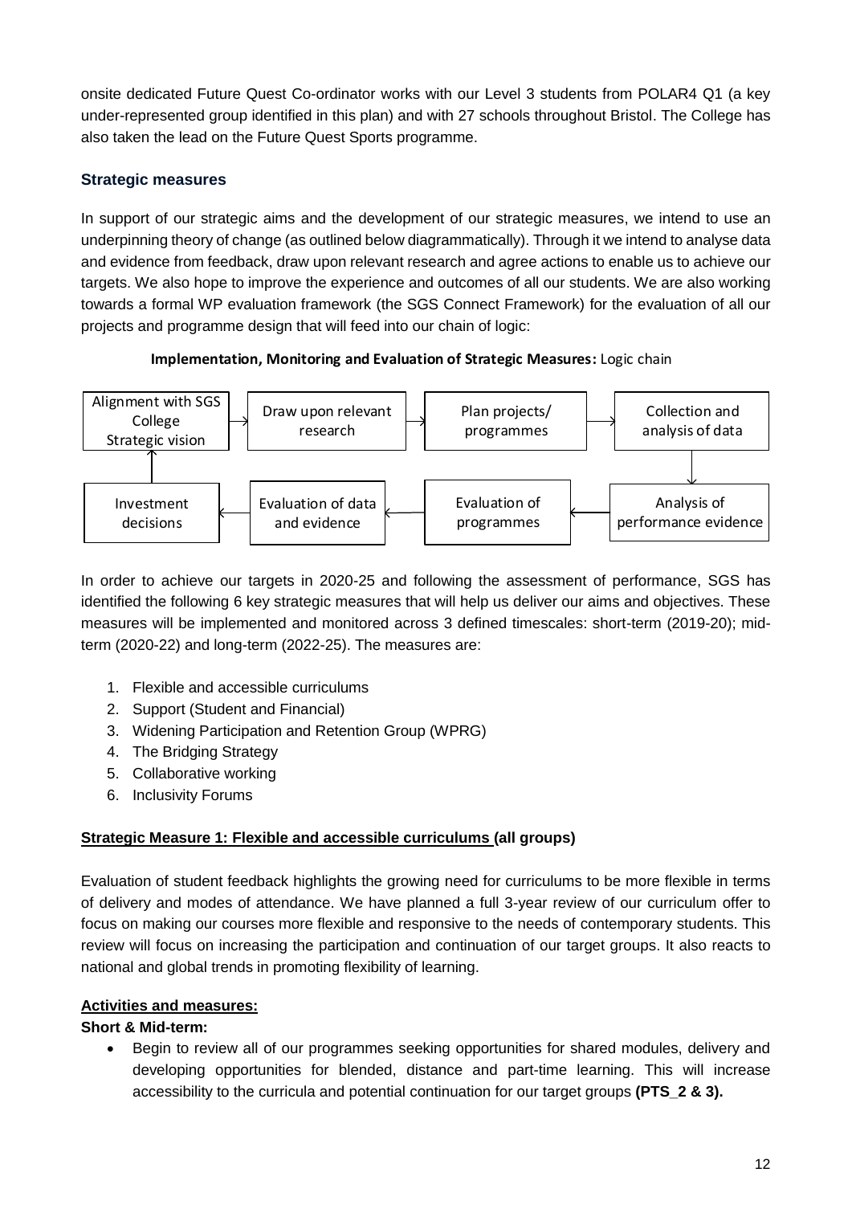onsite dedicated Future Quest Co-ordinator works with our Level 3 students from POLAR4 Q1 (a key under-represented group identified in this plan) and with 27 schools throughout Bristol. The College has also taken the lead on the Future Quest Sports programme.

### Strategic measures

In support of our strategic aims and the development of our strategic measures, we intend to use an underpinning theory of change (as outlined below diagrammatically). Through it we intend to analyse data and evidence from feedback, draw upon relevant research and agree actions to enable us to achieve our targets. We also hope to improve the experience and outcomes of all our students. We are also working towards a formal WP evaluation framework (the SGS Connect Framework) for the evaluation of all our projects and programme design that will feed into our chain of logic:

**Implementation, Monitoring and Evaluation of Strategic Measures:** Logic chain

Alignment with SGS College Strategic vision → Draw upon relevant research → Plan projects/ programmes → Collection and analysis of data → Analysis of performance evidence → Evaluation of programmes → Evaluation of data and evidence → Investment decisions → Alignment with SGS College Strategic vision

In order to achieve our targets in 2020-25 and following the assessment of performance, SGS has identified the following 6 key strategic measures that will help us deliver our aims and objectives. These measures will be implemented and monitored across 3 defined timescales: short-term (2019-20); mid-term (2020-22) and long-term (2022-25). The measures are:

1. Flexible and accessible curriculums
2. Support (Student and Financial)
3. Widening Participation and Retention Group (WPRG)
4. The Bridging Strategy
5. Collaborative working
6. Inclusivity Forums

**Strategic Measure 1: Flexible and accessible curriculums (all groups)**

Evaluation of student feedback highlights the growing need for curriculums to be more flexible in terms of delivery and modes of attendance. We have planned a full 3-year review of our curriculum offer to focus on making our courses more flexible and responsive to the needs of contemporary students. This review will focus on increasing the participation and continuation of our target groups. It also reacts to national and global trends in promoting flexibility of learning.

**Activities and measures:**

**Short & Mid-term:**

- Begin to review all of our programmes seeking opportunities for shared modules, delivery and developing opportunities for blended, distance and part-time learning. This will increase accessibility to the curricula and potential continuation for our target groups **(PTS_2 & 3).**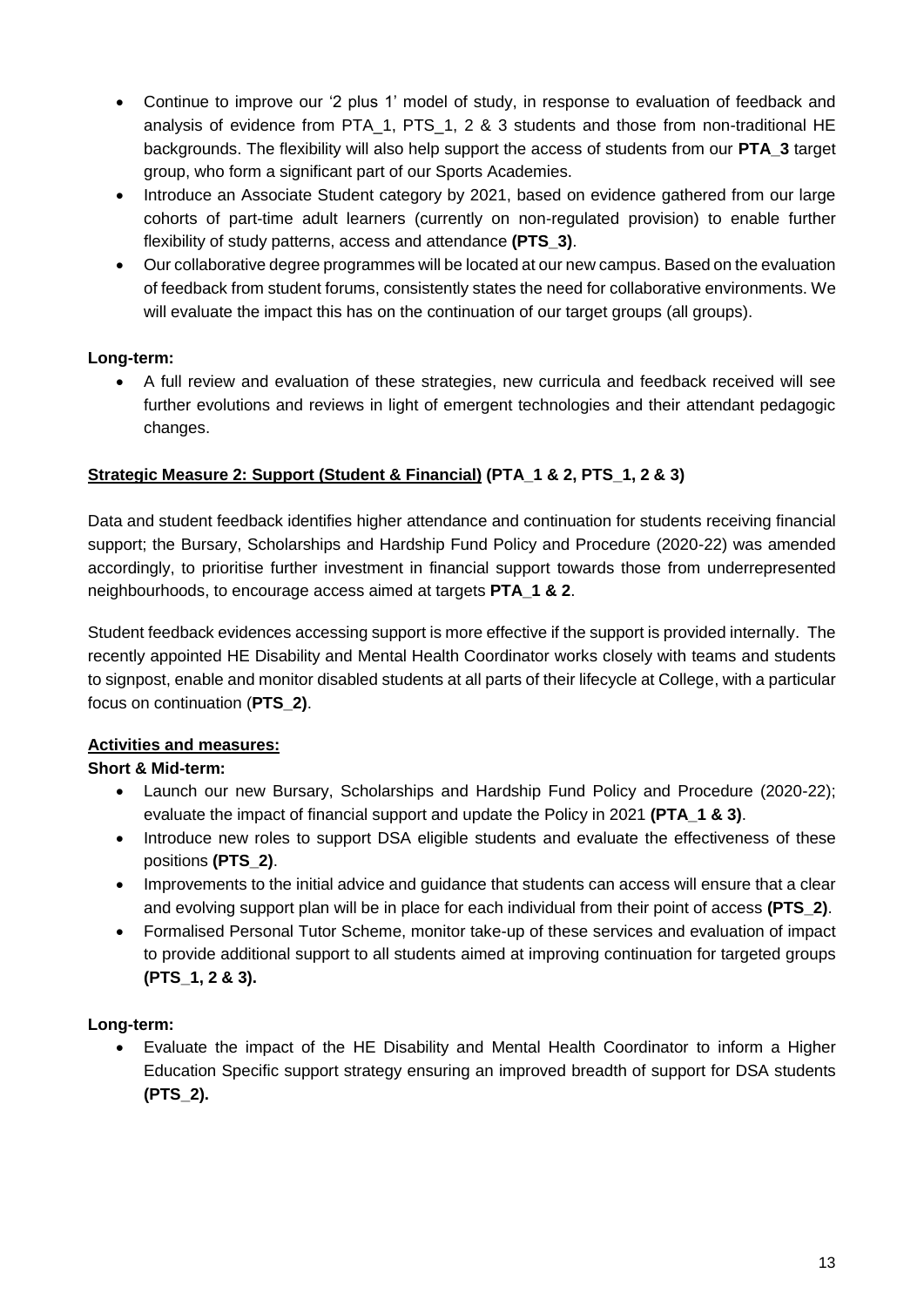- Continue to improve our '2 plus 1' model of study, in response to evaluation of feedback and analysis of evidence from PTA_1, PTS_1, 2 & 3 students and those from non-traditional HE backgrounds. The flexibility will also help support the access of students from our **PTA_3** target group, who form a significant part of our Sports Academies.
- Introduce an Associate Student category by 2021, based on evidence gathered from our large cohorts of part-time adult learners (currently on non-regulated provision) to enable further flexibility of study patterns, access and attendance **(PTS_3)**.
- Our collaborative degree programmes will be located at our new campus. Based on the evaluation of feedback from student forums, consistently states the need for collaborative environments. We will evaluate the impact this has on the continuation of our target groups (all groups).

**Long-term:**

- A full review and evaluation of these strategies, new curricula and feedback received will see further evolutions and reviews in light of emergent technologies and their attendant pedagogic changes.

**Strategic Measure 2: Support (Student & Financial) (PTA_1 & 2, PTS_1, 2 & 3)**

Data and student feedback identifies higher attendance and continuation for students receiving financial support; the Bursary, Scholarships and Hardship Fund Policy and Procedure (2020-22) was amended accordingly, to prioritise further investment in financial support towards those from underrepresented neighbourhoods, to encourage access aimed at targets **PTA_1 & 2**.

Student feedback evidences accessing support is more effective if the support is provided internally. The recently appointed HE Disability and Mental Health Coordinator works closely with teams and students to signpost, enable and monitor disabled students at all parts of their lifecycle at College, with a particular focus on continuation (**PTS_2)**.

**Activities and measures:**

**Short & Mid-term:**

- Launch our new Bursary, Scholarships and Hardship Fund Policy and Procedure (2020-22); evaluate the impact of financial support and update the Policy in 2021 **(PTA_1 & 3)**.
- Introduce new roles to support DSA eligible students and evaluate the effectiveness of these positions **(PTS_2)**.
- Improvements to the initial advice and guidance that students can access will ensure that a clear and evolving support plan will be in place for each individual from their point of access **(PTS_2)**.
- Formalised Personal Tutor Scheme, monitor take-up of these services and evaluation of impact to provide additional support to all students aimed at improving continuation for targeted groups **(PTS_1, 2 & 3).**

**Long-term:**

- Evaluate the impact of the HE Disability and Mental Health Coordinator to inform a Higher Education Specific support strategy ensuring an improved breadth of support for DSA students **(PTS_2).**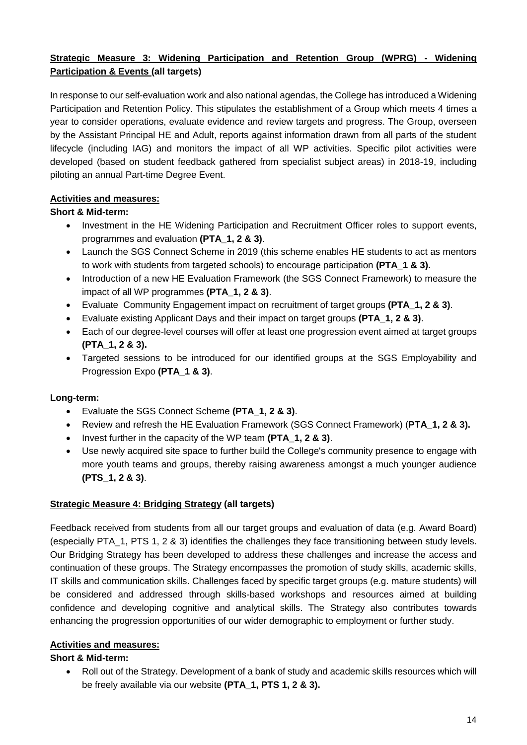**Strategic Measure 3: Widening Participation and Retention Group (WPRG) - Widening Participation & Events (all targets)**

In response to our self-evaluation work and also national agendas, the College has introduced a Widening Participation and Retention Policy. This stipulates the establishment of a Group which meets 4 times a year to consider operations, evaluate evidence and review targets and progress. The Group, overseen by the Assistant Principal HE and Adult, reports against information drawn from all parts of the student lifecycle (including IAG) and monitors the impact of all WP activities. Specific pilot activities were developed (based on student feedback gathered from specialist subject areas) in 2018-19, including piloting an annual Part-time Degree Event.

**Activities and measures:**

**Short & Mid-term:**

- Investment in the HE Widening Participation and Recruitment Officer roles to support events, programmes and evaluation **(PTA_1, 2 & 3)**.
- Launch the SGS Connect Scheme in 2019 (this scheme enables HE students to act as mentors to work with students from targeted schools) to encourage participation **(PTA_1 & 3).**
- Introduction of a new HE Evaluation Framework (the SGS Connect Framework) to measure the impact of all WP programmes **(PTA_1, 2 & 3)**.
- Evaluate Community Engagement impact on recruitment of target groups **(PTA_1, 2 & 3)**.
- Evaluate existing Applicant Days and their impact on target groups **(PTA_1, 2 & 3)**.
- Each of our degree-level courses will offer at least one progression event aimed at target groups **(PTA_1, 2 & 3).**
- Targeted sessions to be introduced for our identified groups at the SGS Employability and Progression Expo **(PTA_1 & 3)**.

**Long-term:**

- Evaluate the SGS Connect Scheme **(PTA_1, 2 & 3)**.
- Review and refresh the HE Evaluation Framework (SGS Connect Framework) (**PTA_1, 2 & 3).**
- Invest further in the capacity of the WP team **(PTA_1, 2 & 3)**.
- Use newly acquired site space to further build the College's community presence to engage with more youth teams and groups, thereby raising awareness amongst a much younger audience **(PTS_1, 2 & 3)**.

**Strategic Measure 4: Bridging Strategy (all targets)**

Feedback received from students from all our target groups and evaluation of data (e.g. Award Board) (especially PTA_1, PTS 1, 2 & 3) identifies the challenges they face transitioning between study levels. Our Bridging Strategy has been developed to address these challenges and increase the access and continuation of these groups. The Strategy encompasses the promotion of study skills, academic skills, IT skills and communication skills. Challenges faced by specific target groups (e.g. mature students) will be considered and addressed through skills-based workshops and resources aimed at building confidence and developing cognitive and analytical skills. The Strategy also contributes towards enhancing the progression opportunities of our wider demographic to employment or further study.

**Activities and measures:**

**Short & Mid-term:**

- Roll out of the Strategy. Development of a bank of study and academic skills resources which will be freely available via our website **(PTA_1, PTS 1, 2 & 3).**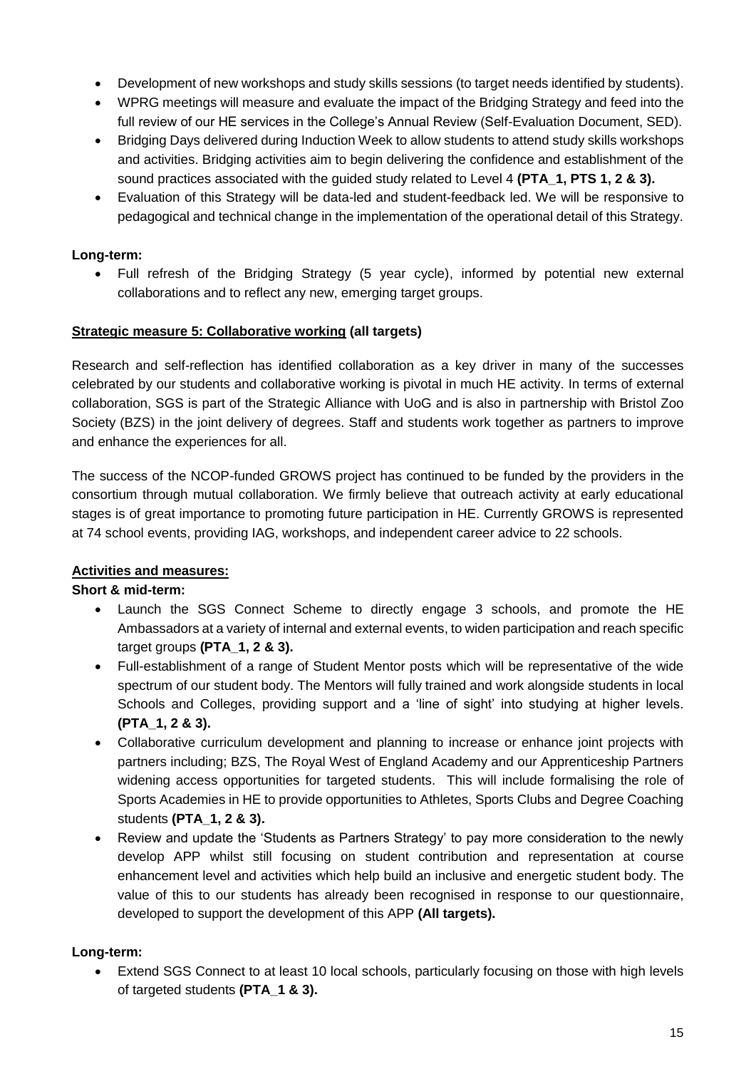- Development of new workshops and study skills sessions (to target needs identified by students).
- WPRG meetings will measure and evaluate the impact of the Bridging Strategy and feed into the full review of our HE services in the College's Annual Review (Self-Evaluation Document, SED).
- Bridging Days delivered during Induction Week to allow students to attend study skills workshops and activities. Bridging activities aim to begin delivering the confidence and establishment of the sound practices associated with the guided study related to Level 4 **(PTA_1, PTS 1, 2 & 3).**
- Evaluation of this Strategy will be data-led and student-feedback led. We will be responsive to pedagogical and technical change in the implementation of the operational detail of this Strategy.

**Long-term:**

- Full refresh of the Bridging Strategy (5 year cycle), informed by potential new external collaborations and to reflect any new, emerging target groups.

**Strategic measure 5: Collaborative working (all targets)**

Research and self-reflection has identified collaboration as a key driver in many of the successes celebrated by our students and collaborative working is pivotal in much HE activity. In terms of external collaboration, SGS is part of the Strategic Alliance with UoG and is also in partnership with Bristol Zoo Society (BZS) in the joint delivery of degrees. Staff and students work together as partners to improve and enhance the experiences for all.

The success of the NCOP-funded GROWS project has continued to be funded by the providers in the consortium through mutual collaboration. We firmly believe that outreach activity at early educational stages is of great importance to promoting future participation in HE. Currently GROWS is represented at 74 school events, providing IAG, workshops, and independent career advice to 22 schools.

**Activities and measures:**

**Short & mid-term:**

- Launch the SGS Connect Scheme to directly engage 3 schools, and promote the HE Ambassadors at a variety of internal and external events, to widen participation and reach specific target groups **(PTA_1, 2 & 3).**
- Full-establishment of a range of Student Mentor posts which will be representative of the wide spectrum of our student body. The Mentors will fully trained and work alongside students in local Schools and Colleges, providing support and a 'line of sight' into studying at higher levels. **(PTA_1, 2 & 3).**
- Collaborative curriculum development and planning to increase or enhance joint projects with partners including; BZS, The Royal West of England Academy and our Apprenticeship Partners widening access opportunities for targeted students. This will include formalising the role of Sports Academies in HE to provide opportunities to Athletes, Sports Clubs and Degree Coaching students **(PTA_1, 2 & 3).**
- Review and update the 'Students as Partners Strategy' to pay more consideration to the newly develop APP whilst still focusing on student contribution and representation at course enhancement level and activities which help build an inclusive and energetic student body. The value of this to our students has already been recognised in response to our questionnaire, developed to support the development of this APP **(All targets).**

**Long-term:**

- Extend SGS Connect to at least 10 local schools, particularly focusing on those with high levels of targeted students **(PTA_1 & 3).**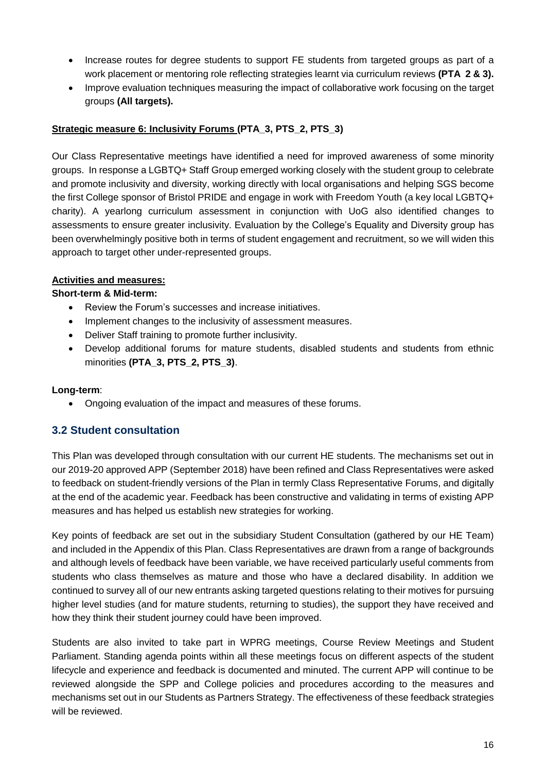- Increase routes for degree students to support FE students from targeted groups as part of a work placement or mentoring role reflecting strategies learnt via curriculum reviews **(PTA 2 & 3).**
- Improve evaluation techniques measuring the impact of collaborative work focusing on the target groups **(All targets).**

**Strategic measure 6: Inclusivity Forums (PTA_3, PTS_2, PTS_3)**

Our Class Representative meetings have identified a need for improved awareness of some minority groups. In response a LGBTQ+ Staff Group emerged working closely with the student group to celebrate and promote inclusivity and diversity, working directly with local organisations and helping SGS become the first College sponsor of Bristol PRIDE and engage in work with Freedom Youth (a key local LGBTQ+ charity). A yearlong curriculum assessment in conjunction with UoG also identified changes to assessments to ensure greater inclusivity. Evaluation by the College's Equality and Diversity group has been overwhelmingly positive both in terms of student engagement and recruitment, so we will widen this approach to target other under-represented groups.

**Activities and measures:**

**Short-term & Mid-term:**

- Review the Forum's successes and increase initiatives.
- Implement changes to the inclusivity of assessment measures.
- Deliver Staff training to promote further inclusivity.
- Develop additional forums for mature students, disabled students and students from ethnic minorities **(PTA_3, PTS_2, PTS_3)**.

**Long-term**:

- Ongoing evaluation of the impact and measures of these forums.

## 3.2 Student consultation

This Plan was developed through consultation with our current HE students. The mechanisms set out in our 2019-20 approved APP (September 2018) have been refined and Class Representatives were asked to feedback on student-friendly versions of the Plan in termly Class Representative Forums, and digitally at the end of the academic year. Feedback has been constructive and validating in terms of existing APP measures and has helped us establish new strategies for working.

Key points of feedback are set out in the subsidiary Student Consultation (gathered by our HE Team) and included in the Appendix of this Plan. Class Representatives are drawn from a range of backgrounds and although levels of feedback have been variable, we have received particularly useful comments from students who class themselves as mature and those who have a declared disability. In addition we continued to survey all of our new entrants asking targeted questions relating to their motives for pursuing higher level studies (and for mature students, returning to studies), the support they have received and how they think their student journey could have been improved.

Students are also invited to take part in WPRG meetings, Course Review Meetings and Student Parliament. Standing agenda points within all these meetings focus on different aspects of the student lifecycle and experience and feedback is documented and minuted. The current APP will continue to be reviewed alongside the SPP and College policies and procedures according to the measures and mechanisms set out in our Students as Partners Strategy. The effectiveness of these feedback strategies will be reviewed.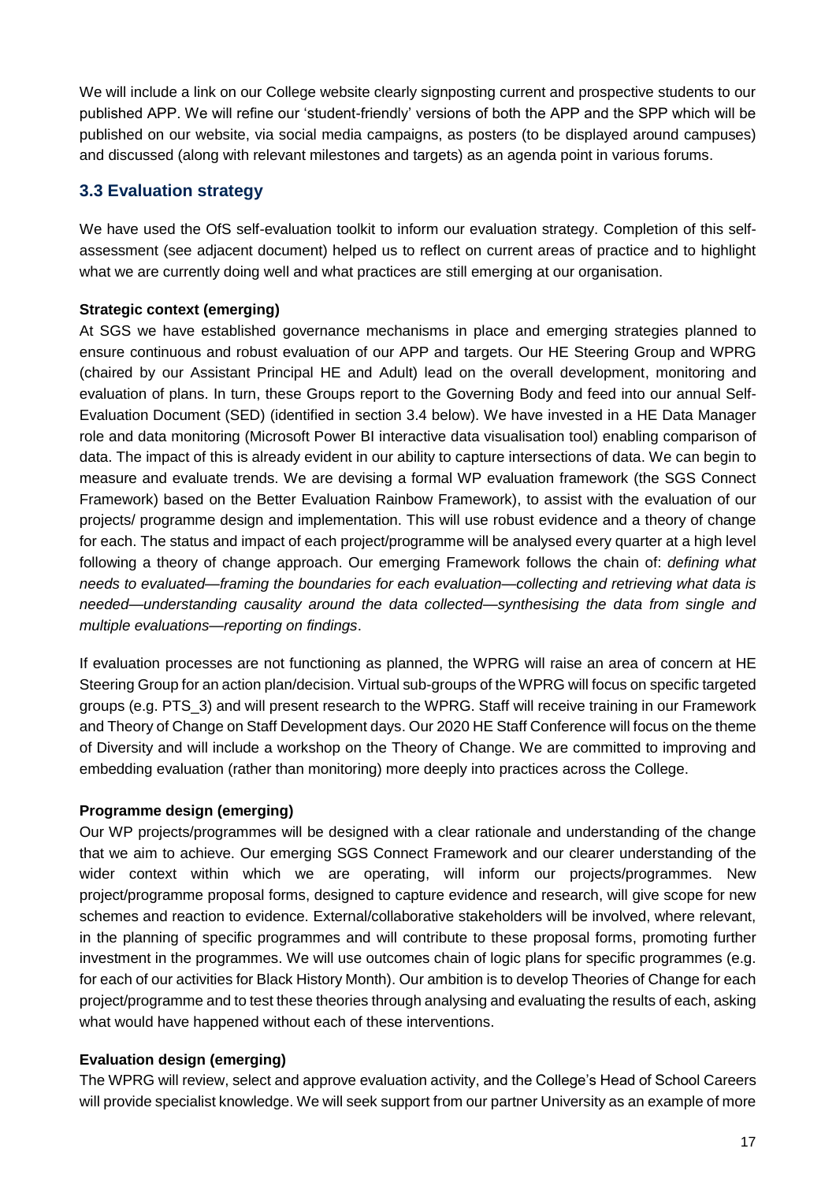We will include a link on our College website clearly signposting current and prospective students to our published APP. We will refine our 'student-friendly' versions of both the APP and the SPP which will be published on our website, via social media campaigns, as posters (to be displayed around campuses) and discussed (along with relevant milestones and targets) as an agenda point in various forums.

## 3.3 Evaluation strategy

We have used the OfS self-evaluation toolkit to inform our evaluation strategy. Completion of this self-assessment (see adjacent document) helped us to reflect on current areas of practice and to highlight what we are currently doing well and what practices are still emerging at our organisation.

**Strategic context (emerging)**

At SGS we have established governance mechanisms in place and emerging strategies planned to ensure continuous and robust evaluation of our APP and targets. Our HE Steering Group and WPRG (chaired by our Assistant Principal HE and Adult) lead on the overall development, monitoring and evaluation of plans. In turn, these Groups report to the Governing Body and feed into our annual Self-Evaluation Document (SED) (identified in section 3.4 below). We have invested in a HE Data Manager role and data monitoring (Microsoft Power BI interactive data visualisation tool) enabling comparison of data. The impact of this is already evident in our ability to capture intersections of data. We can begin to measure and evaluate trends. We are devising a formal WP evaluation framework (the SGS Connect Framework) based on the Better Evaluation Rainbow Framework), to assist with the evaluation of our projects/ programme design and implementation. This will use robust evidence and a theory of change for each. The status and impact of each project/programme will be analysed every quarter at a high level following a theory of change approach. Our emerging Framework follows the chain of: *defining what needs to evaluated—framing the boundaries for each evaluation—collecting and retrieving what data is needed—understanding causality around the data collected—synthesising the data from single and multiple evaluations—reporting on findings*.

If evaluation processes are not functioning as planned, the WPRG will raise an area of concern at HE Steering Group for an action plan/decision. Virtual sub-groups of the WPRG will focus on specific targeted groups (e.g. PTS_3) and will present research to the WPRG. Staff will receive training in our Framework and Theory of Change on Staff Development days. Our 2020 HE Staff Conference will focus on the theme of Diversity and will include a workshop on the Theory of Change. We are committed to improving and embedding evaluation (rather than monitoring) more deeply into practices across the College.

**Programme design (emerging)**

Our WP projects/programmes will be designed with a clear rationale and understanding of the change that we aim to achieve. Our emerging SGS Connect Framework and our clearer understanding of the wider context within which we are operating, will inform our projects/programmes. New project/programme proposal forms, designed to capture evidence and research, will give scope for new schemes and reaction to evidence. External/collaborative stakeholders will be involved, where relevant, in the planning of specific programmes and will contribute to these proposal forms, promoting further investment in the programmes. We will use outcomes chain of logic plans for specific programmes (e.g. for each of our activities for Black History Month). Our ambition is to develop Theories of Change for each project/programme and to test these theories through analysing and evaluating the results of each, asking what would have happened without each of these interventions.

**Evaluation design (emerging)**

The WPRG will review, select and approve evaluation activity, and the College's Head of School Careers will provide specialist knowledge. We will seek support from our partner University as an example of more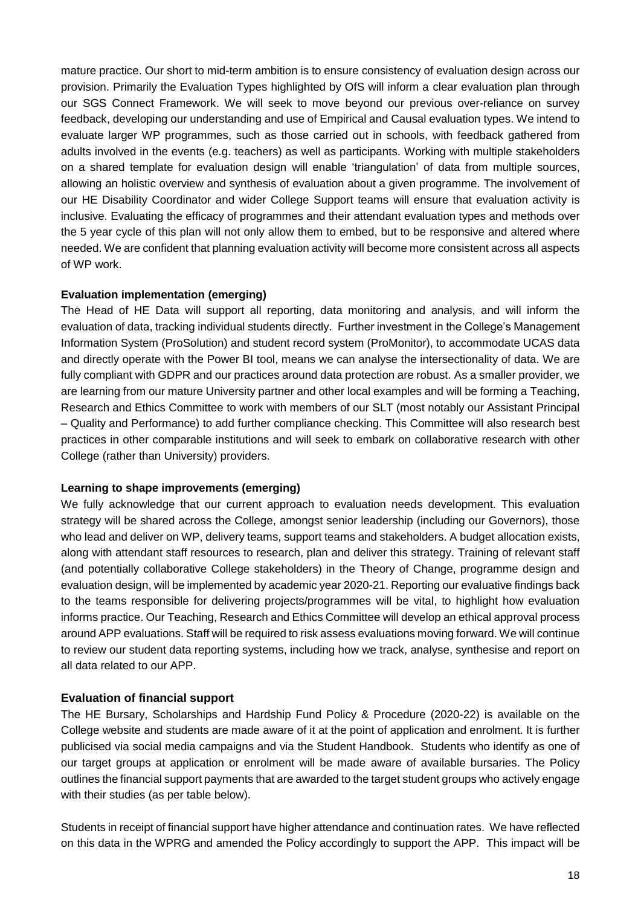mature practice. Our short to mid-term ambition is to ensure consistency of evaluation design across our provision. Primarily the Evaluation Types highlighted by OfS will inform a clear evaluation plan through our SGS Connect Framework. We will seek to move beyond our previous over-reliance on survey feedback, developing our understanding and use of Empirical and Causal evaluation types. We intend to evaluate larger WP programmes, such as those carried out in schools, with feedback gathered from adults involved in the events (e.g. teachers) as well as participants. Working with multiple stakeholders on a shared template for evaluation design will enable 'triangulation' of data from multiple sources, allowing an holistic overview and synthesis of evaluation about a given programme. The involvement of our HE Disability Coordinator and wider College Support teams will ensure that evaluation activity is inclusive. Evaluating the efficacy of programmes and their attendant evaluation types and methods over the 5 year cycle of this plan will not only allow them to embed, but to be responsive and altered where needed. We are confident that planning evaluation activity will become more consistent across all aspects of WP work.

**Evaluation implementation (emerging)**

The Head of HE Data will support all reporting, data monitoring and analysis, and will inform the evaluation of data, tracking individual students directly. Further investment in the College's Management Information System (ProSolution) and student record system (ProMonitor), to accommodate UCAS data and directly operate with the Power BI tool, means we can analyse the intersectionality of data. We are fully compliant with GDPR and our practices around data protection are robust. As a smaller provider, we are learning from our mature University partner and other local examples and will be forming a Teaching, Research and Ethics Committee to work with members of our SLT (most notably our Assistant Principal – Quality and Performance) to add further compliance checking. This Committee will also research best practices in other comparable institutions and will seek to embark on collaborative research with other College (rather than University) providers.

**Learning to shape improvements (emerging)**

We fully acknowledge that our current approach to evaluation needs development. This evaluation strategy will be shared across the College, amongst senior leadership (including our Governors), those who lead and deliver on WP, delivery teams, support teams and stakeholders. A budget allocation exists, along with attendant staff resources to research, plan and deliver this strategy. Training of relevant staff (and potentially collaborative College stakeholders) in the Theory of Change, programme design and evaluation design, will be implemented by academic year 2020-21. Reporting our evaluative findings back to the teams responsible for delivering projects/programmes will be vital, to highlight how evaluation informs practice. Our Teaching, Research and Ethics Committee will develop an ethical approval process around APP evaluations. Staff will be required to risk assess evaluations moving forward. We will continue to review our student data reporting systems, including how we track, analyse, synthesise and report on all data related to our APP.

**Evaluation of financial support**

The HE Bursary, Scholarships and Hardship Fund Policy & Procedure (2020-22) is available on the College website and students are made aware of it at the point of application and enrolment. It is further publicised via social media campaigns and via the Student Handbook. Students who identify as one of our target groups at application or enrolment will be made aware of available bursaries. The Policy outlines the financial support payments that are awarded to the target student groups who actively engage with their studies (as per table below).

Students in receipt of financial support have higher attendance and continuation rates. We have reflected on this data in the WPRG and amended the Policy accordingly to support the APP. This impact will be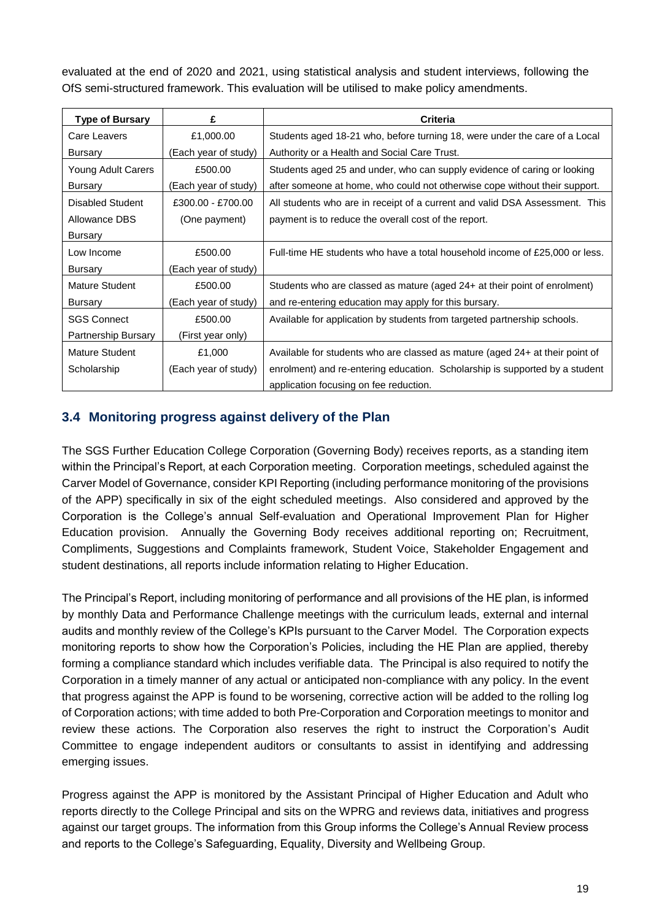evaluated at the end of 2020 and 2021, using statistical analysis and student interviews, following the OfS semi-structured framework. This evaluation will be utilised to make policy amendments.

| Type of Bursary | £ | Criteria |
|---|---|---|
| Care Leavers Bursary | £1,000.00 (Each year of study) | Students aged 18-21 who, before turning 18, were under the care of a Local Authority or a Health and Social Care Trust. |
| Young Adult Carers Bursary | £500.00 (Each year of study) | Students aged 25 and under, who can supply evidence of caring or looking after someone at home, who could not otherwise cope without their support. |
| Disabled Student Allowance DBS Bursary | £300.00 - £700.00 (One payment) | All students who are in receipt of a current and valid DSA Assessment. This payment is to reduce the overall cost of the report. |
| Low Income Bursary | £500.00 (Each year of study) | Full-time HE students who have a total household income of £25,000 or less. |
| Mature Student Bursary | £500.00 (Each year of study) | Students who are classed as mature (aged 24+ at their point of enrolment) and re-entering education may apply for this bursary. |
| SGS Connect Partnership Bursary | £500.00 (First year only) | Available for application by students from targeted partnership schools. |
| Mature Student Scholarship | £1,000 (Each year of study) | Available for students who are classed as mature (aged 24+ at their point of enrolment) and re-entering education. Scholarship is supported by a student application focusing on fee reduction. |

## 3.4 Monitoring progress against delivery of the Plan

The SGS Further Education College Corporation (Governing Body) receives reports, as a standing item within the Principal's Report, at each Corporation meeting. Corporation meetings, scheduled against the Carver Model of Governance, consider KPI Reporting (including performance monitoring of the provisions of the APP) specifically in six of the eight scheduled meetings. Also considered and approved by the Corporation is the College's annual Self-evaluation and Operational Improvement Plan for Higher Education provision. Annually the Governing Body receives additional reporting on; Recruitment, Compliments, Suggestions and Complaints framework, Student Voice, Stakeholder Engagement and student destinations, all reports include information relating to Higher Education.

The Principal's Report, including monitoring of performance and all provisions of the HE plan, is informed by monthly Data and Performance Challenge meetings with the curriculum leads, external and internal audits and monthly review of the College's KPIs pursuant to the Carver Model. The Corporation expects monitoring reports to show how the Corporation's Policies, including the HE Plan are applied, thereby forming a compliance standard which includes verifiable data. The Principal is also required to notify the Corporation in a timely manner of any actual or anticipated non-compliance with any policy. In the event that progress against the APP is found to be worsening, corrective action will be added to the rolling log of Corporation actions; with time added to both Pre-Corporation and Corporation meetings to monitor and review these actions. The Corporation also reserves the right to instruct the Corporation's Audit Committee to engage independent auditors or consultants to assist in identifying and addressing emerging issues.

Progress against the APP is monitored by the Assistant Principal of Higher Education and Adult who reports directly to the College Principal and sits on the WPRG and reviews data, initiatives and progress against our target groups. The information from this Group informs the College's Annual Review process and reports to the College's Safeguarding, Equality, Diversity and Wellbeing Group.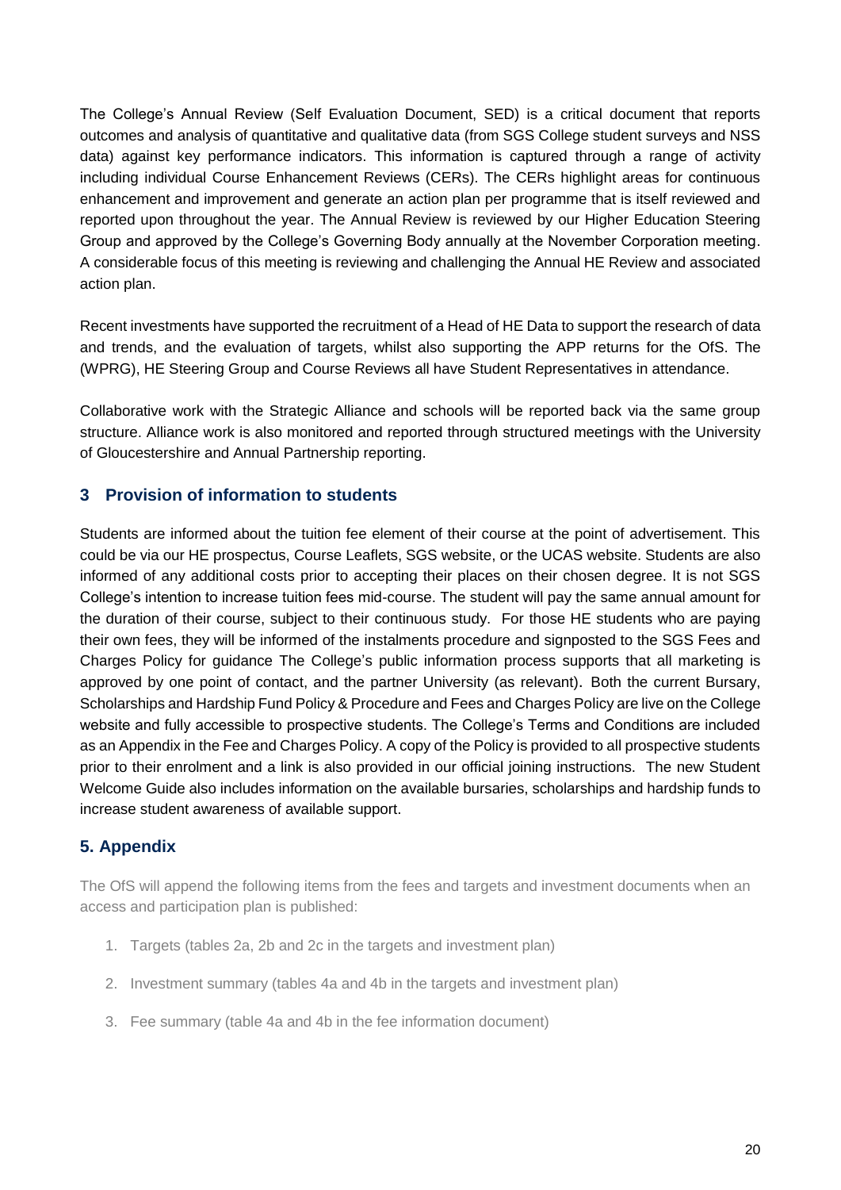The College's Annual Review (Self Evaluation Document, SED) is a critical document that reports outcomes and analysis of quantitative and qualitative data (from SGS College student surveys and NSS data) against key performance indicators. This information is captured through a range of activity including individual Course Enhancement Reviews (CERs). The CERs highlight areas for continuous enhancement and improvement and generate an action plan per programme that is itself reviewed and reported upon throughout the year. The Annual Review is reviewed by our Higher Education Steering Group and approved by the College's Governing Body annually at the November Corporation meeting. A considerable focus of this meeting is reviewing and challenging the Annual HE Review and associated action plan.

Recent investments have supported the recruitment of a Head of HE Data to support the research of data and trends, and the evaluation of targets, whilst also supporting the APP returns for the OfS. The (WPRG), HE Steering Group and Course Reviews all have Student Representatives in attendance.

Collaborative work with the Strategic Alliance and schools will be reported back via the same group structure. Alliance work is also monitored and reported through structured meetings with the University of Gloucestershire and Annual Partnership reporting.

## 3 Provision of information to students

Students are informed about the tuition fee element of their course at the point of advertisement. This could be via our HE prospectus, Course Leaflets, SGS website, or the UCAS website. Students are also informed of any additional costs prior to accepting their places on their chosen degree. It is not SGS College's intention to increase tuition fees mid-course. The student will pay the same annual amount for the duration of their course, subject to their continuous study. For those HE students who are paying their own fees, they will be informed of the instalments procedure and signposted to the SGS Fees and Charges Policy for guidance The College's public information process supports that all marketing is approved by one point of contact, and the partner University (as relevant). Both the current Bursary, Scholarships and Hardship Fund Policy & Procedure and Fees and Charges Policy are live on the College website and fully accessible to prospective students. The College's Terms and Conditions are included as an Appendix in the Fee and Charges Policy. A copy of the Policy is provided to all prospective students prior to their enrolment and a link is also provided in our official joining instructions. The new Student Welcome Guide also includes information on the available bursaries, scholarships and hardship funds to increase student awareness of available support.

## 5. Appendix

The OfS will append the following items from the fees and targets and investment documents when an access and participation plan is published:

1. Targets (tables 2a, 2b and 2c in the targets and investment plan)
2. Investment summary (tables 4a and 4b in the targets and investment plan)
3. Fee summary (table 4a and 4b in the fee information document)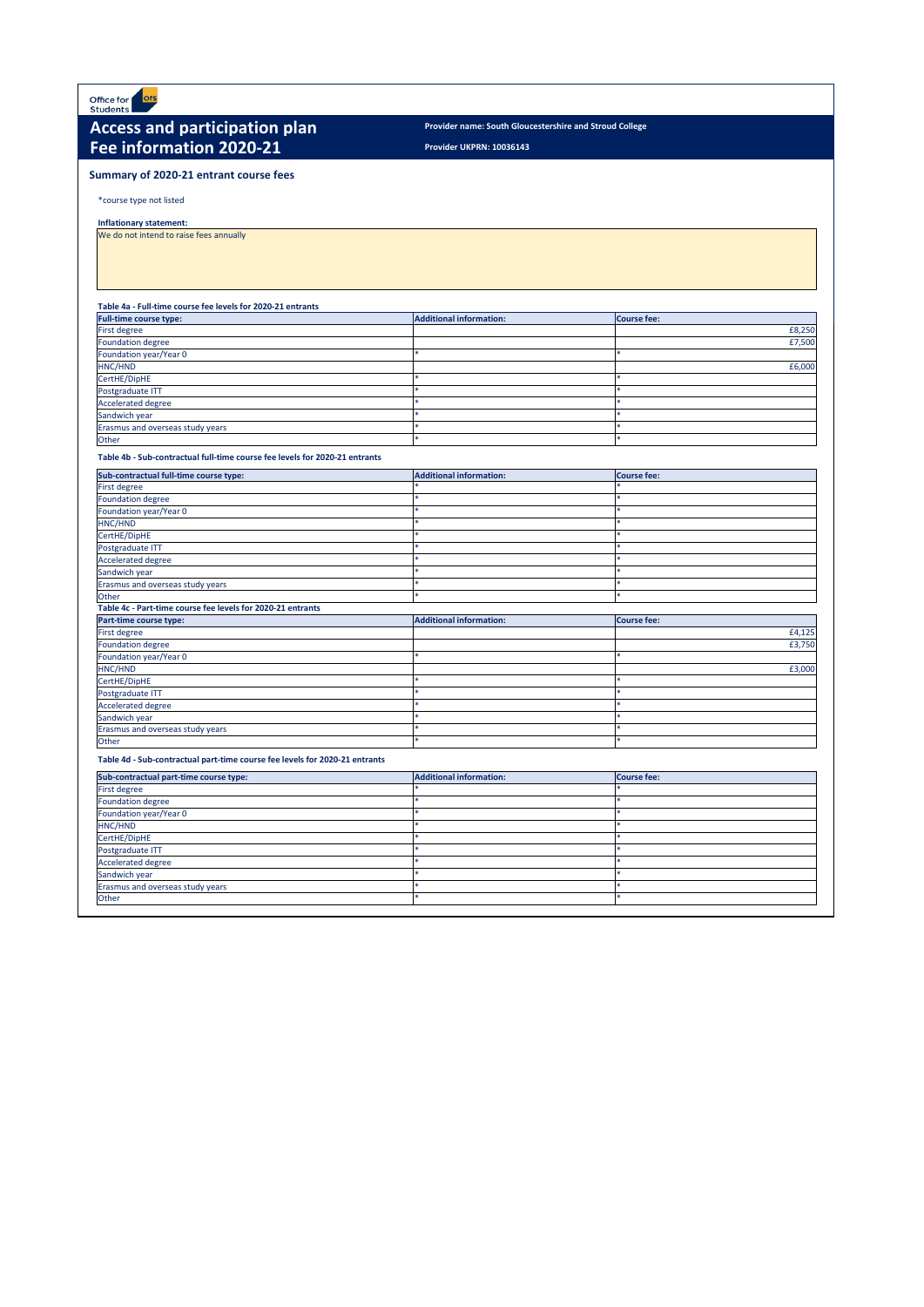Office for Students

# Access and participation plan
# Fee information 2020-21

**Provider name: South Gloucestershire and Stroud College**

**Provider UKPRN: 10036143**

## Summary of 2020-21 entrant course fees

*course type not listed

**Inflationary statement:**

We do not intend to raise fees annually

**Table 4a - Full-time course fee levels for 2020-21 entrants**

| Full-time course type: | Additional information: | Course fee: |
|---|---|---|
| First degree | | £8,250 |
| Foundation degree | | £7,500 |
| Foundation year/Year 0 | * | * |
| HNC/HND | | £6,000 |
| CertHE/DipHE | * | * |
| Postgraduate ITT | * | * |
| Accelerated degree | * | * |
| Sandwich year | * | * |
| Erasmus and overseas study years | * | * |
| Other | * | * |

**Table 4b - Sub-contractual full-time course fee levels for 2020-21 entrants**

| Sub-contractual full-time course type: | Additional information: | Course fee: |
|---|---|---|
| First degree | * | * |
| Foundation degree | * | * |
| Foundation year/Year 0 | * | * |
| HNC/HND | * | * |
| CertHE/DipHE | * | * |
| Postgraduate ITT | * | * |
| Accelerated degree | * | * |
| Sandwich year | * | * |
| Erasmus and overseas study years | * | * |
| Other | * | * |

**Table 4c - Part-time course fee levels for 2020-21 entrants**

| Part-time course type: | Additional information: | Course fee: |
|---|---|---|
| First degree | | £4,125 |
| Foundation degree | | £3,750 |
| Foundation year/Year 0 | * | * |
| HNC/HND | | £3,000 |
| CertHE/DipHE | * | * |
| Postgraduate ITT | * | * |
| Accelerated degree | * | * |
| Sandwich year | * | * |
| Erasmus and overseas study years | * | * |
| Other | * | * |

**Table 4d - Sub-contractual part-time course fee levels for 2020-21 entrants**

| Sub-contractual part-time course type: | Additional information: | Course fee: |
|---|---|---|
| First degree | * | * |
| Foundation degree | * | * |
| Foundation year/Year 0 | * | * |
| HNC/HND | * | * |
| CertHE/DipHE | * | * |
| Postgraduate ITT | * | * |
| Accelerated degree | * | * |
| Sandwich year | * | * |
| Erasmus and overseas study years | * | * |
| Other | * | * |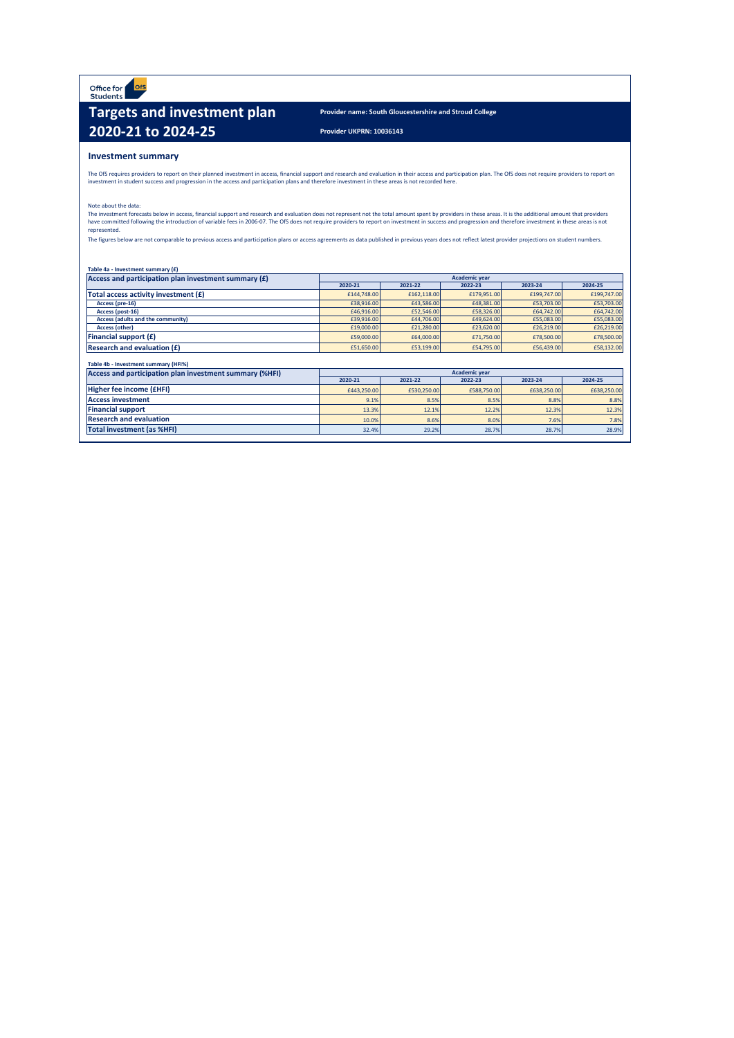Office for Students

# Targets and investment plan 2020-21 to 2024-25

**Provider name: South Gloucestershire and Stroud College**

**Provider UKPRN: 10036143**

## Investment summary

The OfS requires providers to report on their planned investment in access, financial support and research and evaluation in their access and participation plan. The OfS does not require providers to report on investment in student success and progression in the access and participation plans and therefore investment in these areas is not recorded here.

Note about the data:
The investment forecasts below in access, financial support and research and evaluation does not represent not the total amount spent by providers in these areas. It is the additional amount that providers have committed following the introduction of variable fees in 2006-07. The OfS does not require providers to report on investment in success and progression and therefore investment in these areas is not represented.

The figures below are not comparable to previous access and participation plans or access agreements as data published in previous years does not reflect latest provider projections on student numbers.

**Table 4a - Investment summary (£)**

| Access and participation plan investment summary (£) | Academic year | | | | |
|---|---|---|---|---|---|
| | 2020-21 | 2021-22 | 2022-23 | 2023-24 | 2024-25 |
| **Total access activity investment (£)** | £144,748.00 | £162,118.00 | £179,951.00 | £199,747.00 | £199,747.00 |
| Access (pre-16) | £38,916.00 | £43,586.00 | £48,381.00 | £53,703.00 | £53,703.00 |
| Access (post-16) | £46,916.00 | £52,546.00 | £58,326.00 | £64,742.00 | £64,742.00 |
| Access (adults and the community) | £39,916.00 | £44,706.00 | £49,624.00 | £55,083.00 | £55,083.00 |
| Access (other) | £19,000.00 | £21,280.00 | £23,620.00 | £26,219.00 | £26,219.00 |
| **Financial support (£)** | £59,000.00 | £64,000.00 | £71,750.00 | £78,500.00 | £78,500.00 |
| **Research and evaluation (£)** | £51,650.00 | £53,199.00 | £54,795.00 | £56,439.00 | £58,132.00 |

**Table 4b - Investment summary (HFI%)**

| Access and participation plan investment summary (%HFI) | Academic year | | | | |
|---|---|---|---|---|---|
| | 2020-21 | 2021-22 | 2022-23 | 2023-24 | 2024-25 |
| **Higher fee income (£HFI)** | £443,250.00 | £530,250.00 | £588,750.00 | £638,250.00 | £638,250.00 |
| **Access investment** | 9.1% | 8.5% | 8.5% | 8.8% | 8.8% |
| **Financial support** | 13.3% | 12.1% | 12.2% | 12.3% | 12.3% |
| **Research and evaluation** | 10.0% | 8.6% | 8.0% | 7.6% | 7.8% |
| **Total investment (as %HFI)** | 32.4% | 29.2% | 28.7% | 28.7% | 28.9% |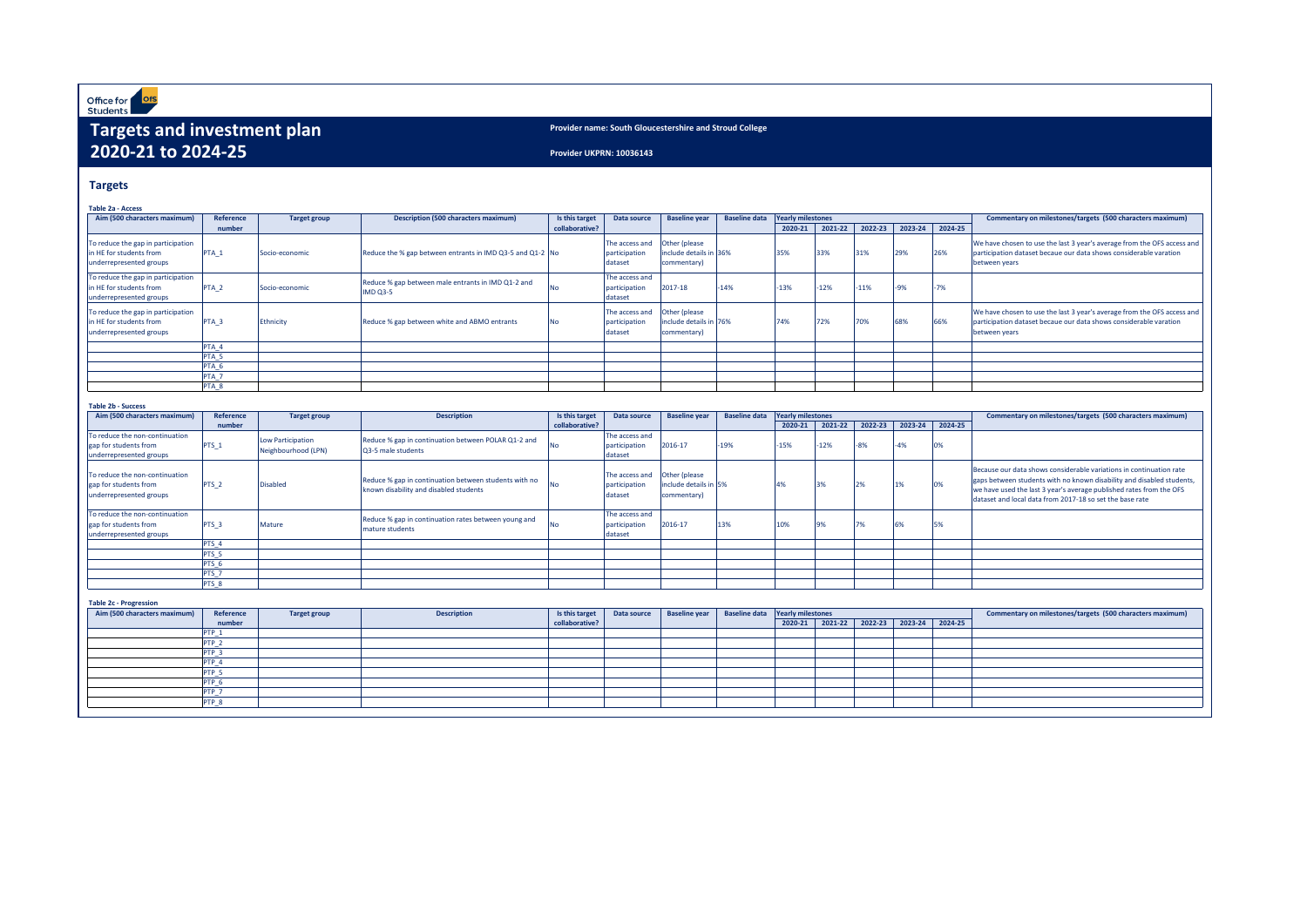Office for Students

# Targets and investment plan 2020-21 to 2024-25

**Provider name: South Gloucestershire and Stroud College**

**Provider UKPRN: 10036143**

## Targets

**Table 2a - Access**

| Aim (500 characters maximum) | Reference number | Target group | Description (500 characters maximum) | Is this target collaborative? | Data source | Baseline year | Baseline data | Yearly milestones | | | | | Commentary on milestones/targets (500 characters maximum) |
|---|---|---|---|---|---|---|---|---|---|---|---|---|---|
| | | | | | | | | 2020-21 | 2021-22 | 2022-23 | 2023-24 | 2024-25 | |
| To reduce the gap in participation in HE for students from underrepresented groups | PTA_1 | Socio-economic | Reduce the % gap between entrants in IMD Q3-5 and Q1-2 | No | The access and participation dataset | Other (please include details in commentary) | 36% | 35% | 33% | 31% | 29% | 26% | We have chosen to use the last 3 year's average from the OFS access and participation dataset becaue our data shows considerable varation between years |
| To reduce the gap in participation in HE for students from underrepresented groups | PTA_2 | Socio-economic | Reduce % gap between male entrants in IMD Q1-2 and IMD Q3-5 | No | The access and participation dataset | 2017-18 | -14% | -13% | -12% | -11% | -9% | -7% | |
| To reduce the gap in participation in HE for students from underrepresented groups | PTA_3 | Ethnicity | Reduce % gap between white and ABMO entrants | No | The access and participation dataset | Other (please include details in commentary) | 76% | 74% | 72% | 70% | 68% | 66% | We have chosen to use the last 3 year's average from the OFS access and participation dataset becaue our data shows considerable varation between years |
| | PTA_4 | | | | | | | | | | | | |
| | PTA_5 | | | | | | | | | | | | |
| | PTA_6 | | | | | | | | | | | | |
| | PTA_7 | | | | | | | | | | | | |
| | PTA_8 | | | | | | | | | | | | |

**Table 2b - Success**

| Aim (500 characters maximum) | Reference number | Target group | Description | Is this target collaborative? | Data source | Baseline year | Baseline data | Yearly milestones | | | | | Commentary on milestones/targets (500 characters maximum) |
|---|---|---|---|---|---|---|---|---|---|---|---|---|---|
| | | | | | | | | 2020-21 | 2021-22 | 2022-23 | 2023-24 | 2024-25 | |
| To reduce the non-continuation gap for students from underrepresented groups | PTS_1 | Low Participation Neighbourhood (LPN) | Reduce % gap in continuation between POLAR Q1-2 and Q3-5 male students | No | The access and participation dataset | 2016-17 | -19% | -15% | -12% | -8% | -4% | 0% | |
| To reduce the non-continuation gap for students from underrepresented groups | PTS_2 | Disabled | Reduce % gap in continuation between students with no known disability and disabled students | No | The access and participation dataset | Other (please include details in commentary) | 5% | 4% | 3% | 2% | 1% | 0% | Because our data shows considerable variations in continuation rate gaps between students with no known disability and disabled students, we have used the last 3 year's average published rates from the OFS dataset and local data from 2017-18 so set the base rate |
| To reduce the non-continuation gap for students from underrepresented groups | PTS_3 | Mature | Reduce % gap in continuation rates between young and mature students | No | The access and participation dataset | 2016-17 | 13% | 10% | 9% | 7% | 6% | 5% | |
| | PTS_4 | | | | | | | | | | | | |
| | PTS_5 | | | | | | | | | | | | |
| | PTS_6 | | | | | | | | | | | | |
| | PTS_7 | | | | | | | | | | | | |
| | PTS_8 | | | | | | | | | | | | |

**Table 2c - Progression**

| Aim (500 characters maximum) | Reference number | Target group | Description | Is this target collaborative? | Data source | Baseline year | Baseline data | Yearly milestones | | | | | Commentary on milestones/targets (500 characters maximum) |
|---|---|---|---|---|---|---|---|---|---|---|---|---|---|
| | | | | | | | | 2020-21 | 2021-22 | 2022-23 | 2023-24 | 2024-25 | |
| | PTP_1 | | | | | | | | | | | | |
| | PTP_2 | | | | | | | | | | | | |
| | PTP_3 | | | | | | | | | | | | |
| | PTP_4 | | | | | | | | | | | | |
| | PTP_5 | | | | | | | | | | | | |
| | PTP_6 | | | | | | | | | | | | |
| | PTP_7 | | | | | | | | | | | | |
| | PTP_8 | | | | | | | | | | | | |